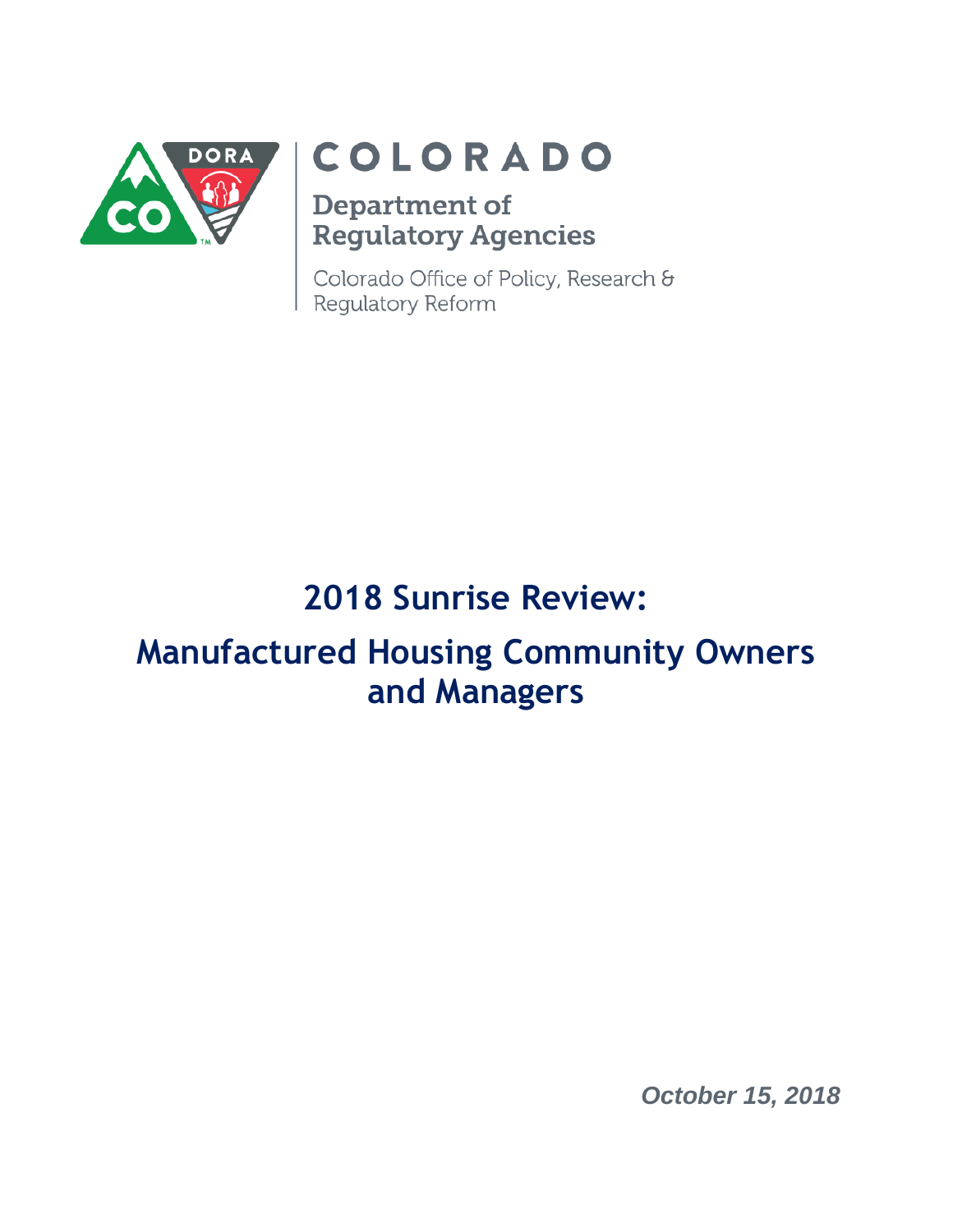COLORADO

Department of Regulatory Agencies

Colorado Office of Policy, Research & Regulatory Reform

# 2018 Sunrise Review:

# Manufactured Housing Community Owners and Managers

*October 15, 2018*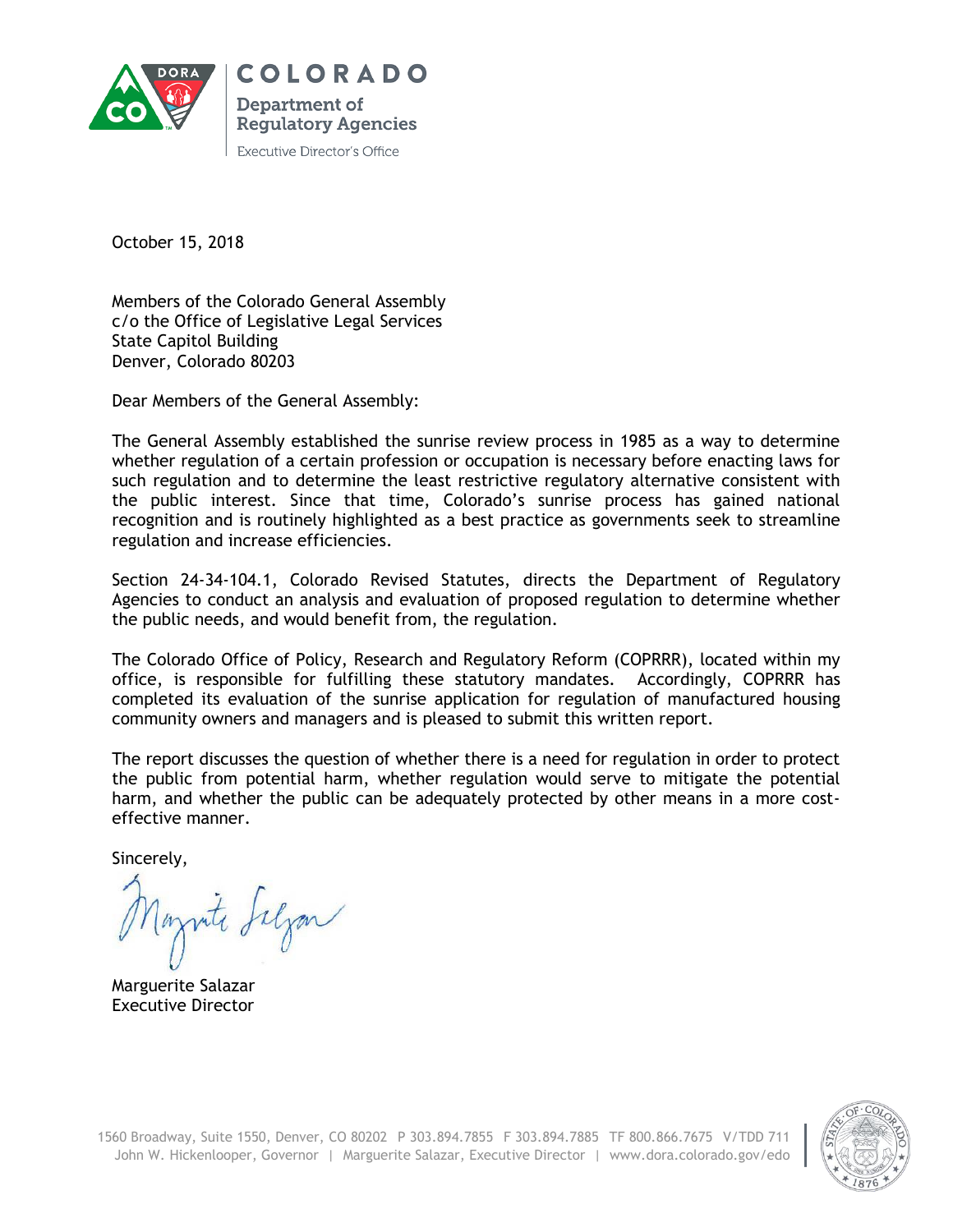COLORADO

Department of Regulatory Agencies

Executive Director's Office

October 15, 2018

Members of the Colorado General Assembly
c/o the Office of Legislative Legal Services
State Capitol Building
Denver, Colorado 80203

Dear Members of the General Assembly:

The General Assembly established the sunrise review process in 1985 as a way to determine whether regulation of a certain profession or occupation is necessary before enacting laws for such regulation and to determine the least restrictive regulatory alternative consistent with the public interest. Since that time, Colorado's sunrise process has gained national recognition and is routinely highlighted as a best practice as governments seek to streamline regulation and increase efficiencies.

Section 24-34-104.1, Colorado Revised Statutes, directs the Department of Regulatory Agencies to conduct an analysis and evaluation of proposed regulation to determine whether the public needs, and would benefit from, the regulation.

The Colorado Office of Policy, Research and Regulatory Reform (COPRRR), located within my office, is responsible for fulfilling these statutory mandates. Accordingly, COPRRR has completed its evaluation of the sunrise application for regulation of manufactured housing community owners and managers and is pleased to submit this written report.

The report discusses the question of whether there is a need for regulation in order to protect the public from potential harm, whether regulation would serve to mitigate the potential harm, and whether the public can be adequately protected by other means in a more cost-effective manner.

Sincerely,

Marguerite Salazar
Executive Director

1560 Broadway, Suite 1550, Denver, CO 80202 P 303.894.7855 F 303.894.7885 TF 800.866.7675 V/TDD 711
John W. Hickenlooper, Governor | Marguerite Salazar, Executive Director | www.dora.colorado.gov/edo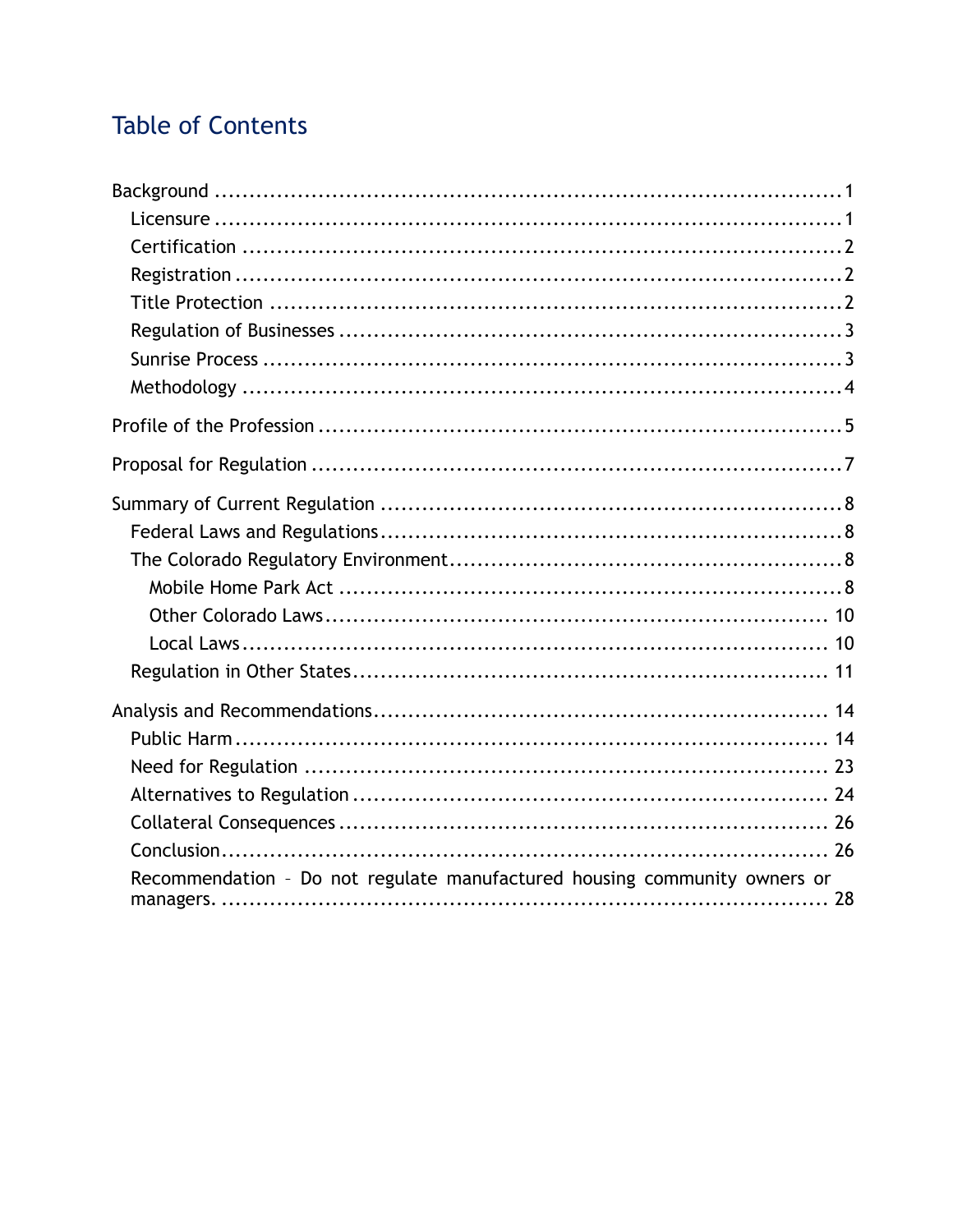# Table of Contents

Background ........................................................................... 1
- Licensure ........................................................................... 1
- Certification ........................................................................... 2
- Registration ........................................................................... 2
- Title Protection ........................................................................... 2
- Regulation of Businesses ........................................................................... 3
- Sunrise Process ........................................................................... 3
- Methodology ........................................................................... 4

Profile of the Profession ........................................................................... 5

Proposal for Regulation ........................................................................... 7

Summary of Current Regulation ........................................................................... 8
- Federal Laws and Regulations ........................................................................... 8
- The Colorado Regulatory Environment ........................................................................... 8
  - Mobile Home Park Act ........................................................................... 8
  - Other Colorado Laws ........................................................................... 10
  - Local Laws ........................................................................... 10
- Regulation in Other States ........................................................................... 11

Analysis and Recommendations ........................................................................... 14
- Public Harm ........................................................................... 14
- Need for Regulation ........................................................................... 23
- Alternatives to Regulation ........................................................................... 24
- Collateral Consequences ........................................................................... 26
- Conclusion ........................................................................... 26
- Recommendation – Do not regulate manufactured housing community owners or managers. ........................................................................... 28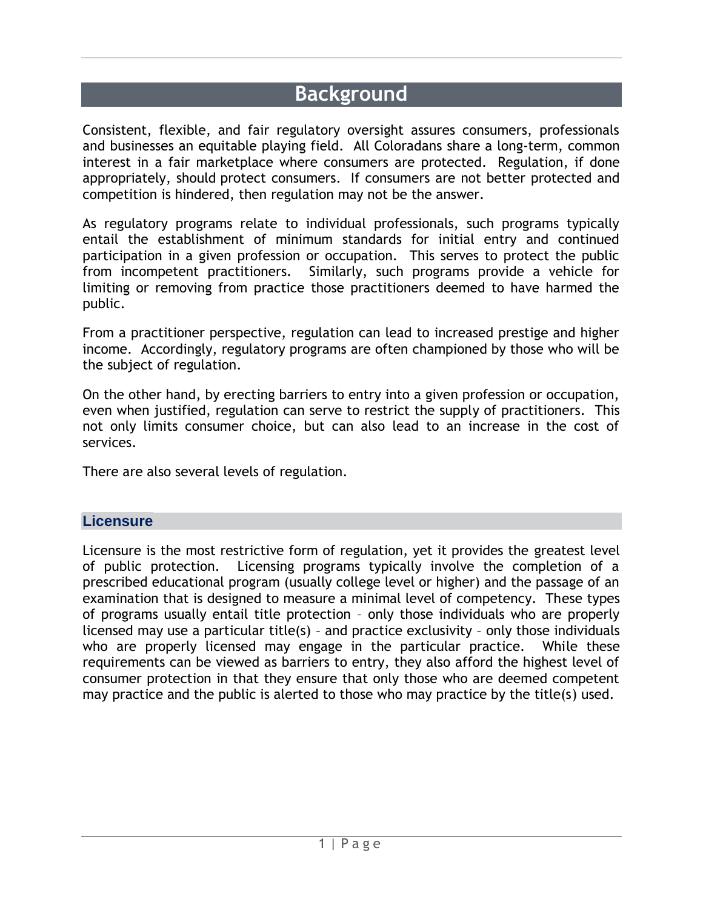# Background

Consistent, flexible, and fair regulatory oversight assures consumers, professionals and businesses an equitable playing field. All Coloradans share a long-term, common interest in a fair marketplace where consumers are protected. Regulation, if done appropriately, should protect consumers. If consumers are not better protected and competition is hindered, then regulation may not be the answer.

As regulatory programs relate to individual professionals, such programs typically entail the establishment of minimum standards for initial entry and continued participation in a given profession or occupation. This serves to protect the public from incompetent practitioners. Similarly, such programs provide a vehicle for limiting or removing from practice those practitioners deemed to have harmed the public.

From a practitioner perspective, regulation can lead to increased prestige and higher income. Accordingly, regulatory programs are often championed by those who will be the subject of regulation.

On the other hand, by erecting barriers to entry into a given profession or occupation, even when justified, regulation can serve to restrict the supply of practitioners. This not only limits consumer choice, but can also lead to an increase in the cost of services.

There are also several levels of regulation.

## Licensure

Licensure is the most restrictive form of regulation, yet it provides the greatest level of public protection. Licensing programs typically involve the completion of a prescribed educational program (usually college level or higher) and the passage of an examination that is designed to measure a minimal level of competency. These types of programs usually entail title protection – only those individuals who are properly licensed may use a particular title(s) – and practice exclusivity – only those individuals who are properly licensed may engage in the particular practice. While these requirements can be viewed as barriers to entry, they also afford the highest level of consumer protection in that they ensure that only those who are deemed competent may practice and the public is alerted to those who may practice by the title(s) used.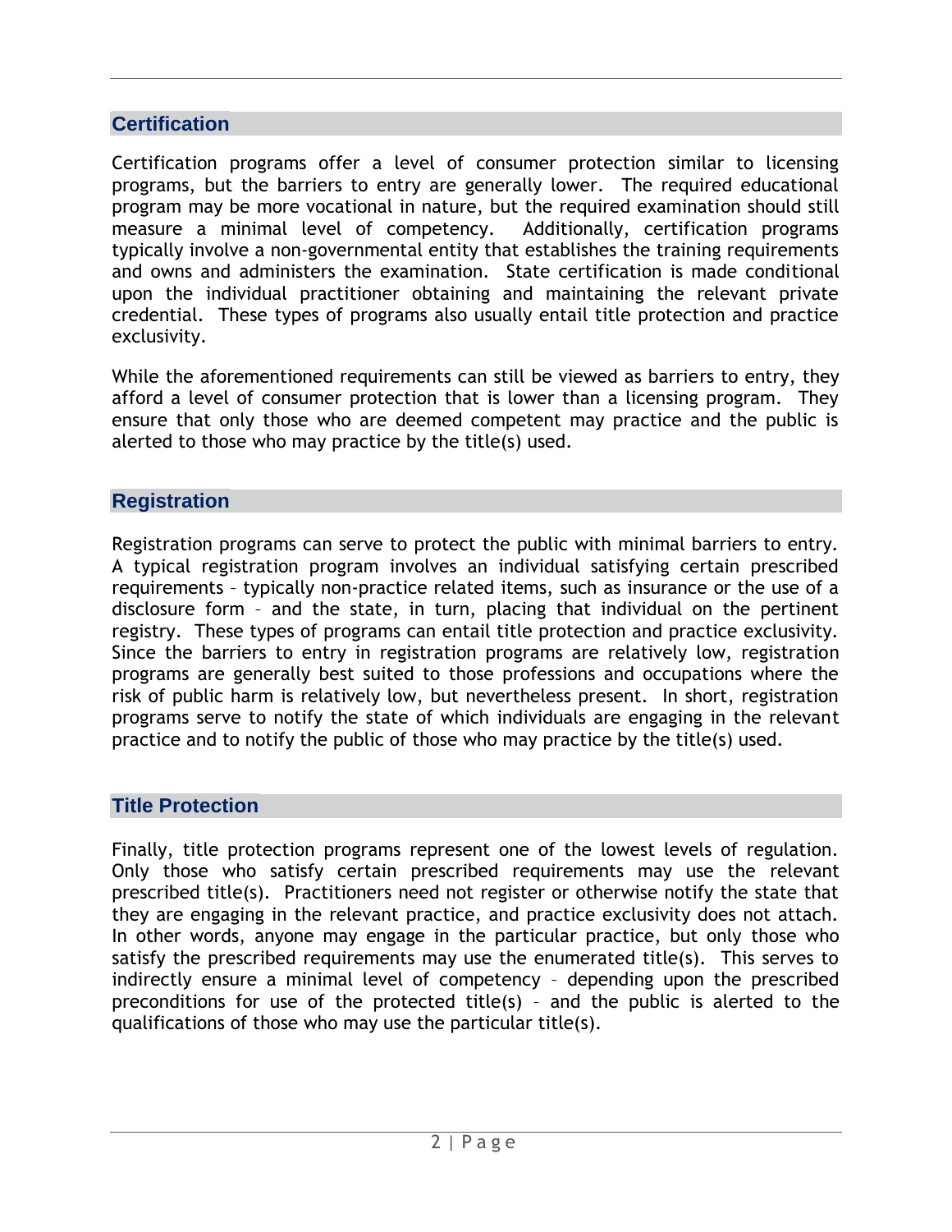## Certification

Certification programs offer a level of consumer protection similar to licensing programs, but the barriers to entry are generally lower. The required educational program may be more vocational in nature, but the required examination should still measure a minimal level of competency. Additionally, certification programs typically involve a non-governmental entity that establishes the training requirements and owns and administers the examination. State certification is made conditional upon the individual practitioner obtaining and maintaining the relevant private credential. These types of programs also usually entail title protection and practice exclusivity.

While the aforementioned requirements can still be viewed as barriers to entry, they afford a level of consumer protection that is lower than a licensing program. They ensure that only those who are deemed competent may practice and the public is alerted to those who may practice by the title(s) used.

## Registration

Registration programs can serve to protect the public with minimal barriers to entry. A typical registration program involves an individual satisfying certain prescribed requirements – typically non-practice related items, such as insurance or the use of a disclosure form – and the state, in turn, placing that individual on the pertinent registry. These types of programs can entail title protection and practice exclusivity. Since the barriers to entry in registration programs are relatively low, registration programs are generally best suited to those professions and occupations where the risk of public harm is relatively low, but nevertheless present. In short, registration programs serve to notify the state of which individuals are engaging in the relevant practice and to notify the public of those who may practice by the title(s) used.

## Title Protection

Finally, title protection programs represent one of the lowest levels of regulation. Only those who satisfy certain prescribed requirements may use the relevant prescribed title(s). Practitioners need not register or otherwise notify the state that they are engaging in the relevant practice, and practice exclusivity does not attach. In other words, anyone may engage in the particular practice, but only those who satisfy the prescribed requirements may use the enumerated title(s). This serves to indirectly ensure a minimal level of competency – depending upon the prescribed preconditions for use of the protected title(s) – and the public is alerted to the qualifications of those who may use the particular title(s).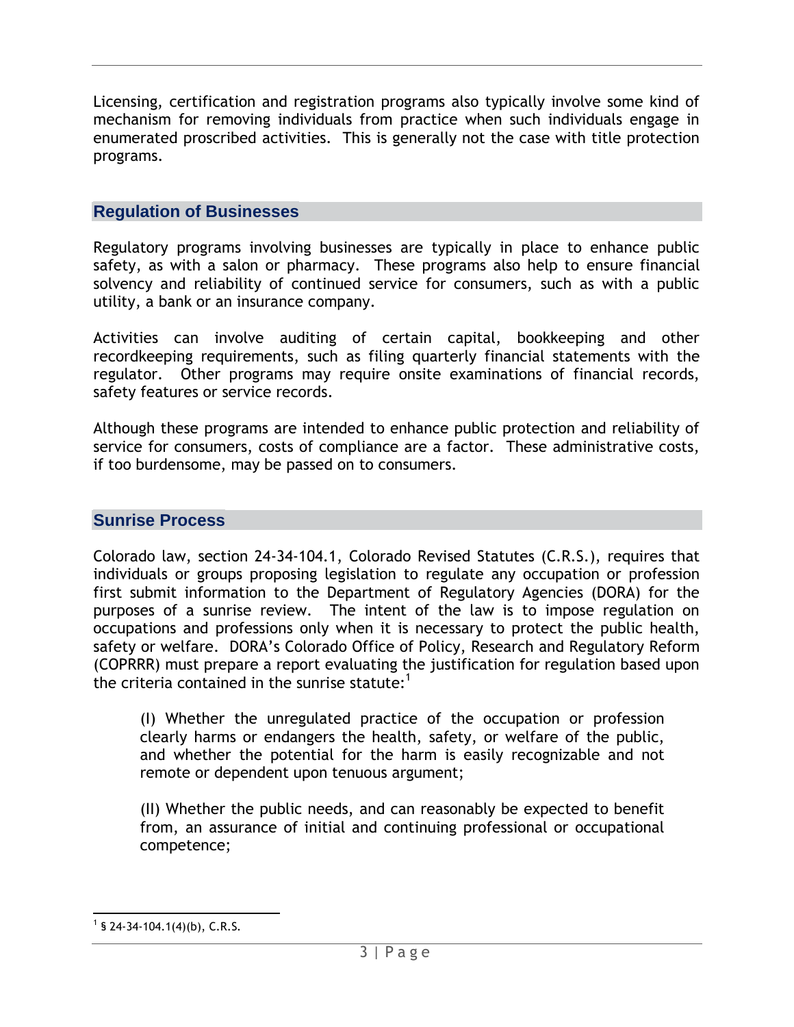Licensing, certification and registration programs also typically involve some kind of mechanism for removing individuals from practice when such individuals engage in enumerated proscribed activities. This is generally not the case with title protection programs.

## Regulation of Businesses

Regulatory programs involving businesses are typically in place to enhance public safety, as with a salon or pharmacy. These programs also help to ensure financial solvency and reliability of continued service for consumers, such as with a public utility, a bank or an insurance company.

Activities can involve auditing of certain capital, bookkeeping and other recordkeeping requirements, such as filing quarterly financial statements with the regulator. Other programs may require onsite examinations of financial records, safety features or service records.

Although these programs are intended to enhance public protection and reliability of service for consumers, costs of compliance are a factor. These administrative costs, if too burdensome, may be passed on to consumers.

## Sunrise Process

Colorado law, section 24-34-104.1, Colorado Revised Statutes (C.R.S.), requires that individuals or groups proposing legislation to regulate any occupation or profession first submit information to the Department of Regulatory Agencies (DORA) for the purposes of a sunrise review. The intent of the law is to impose regulation on occupations and professions only when it is necessary to protect the public health, safety or welfare. DORA's Colorado Office of Policy, Research and Regulatory Reform (COPRRR) must prepare a report evaluating the justification for regulation based upon the criteria contained in the sunrise statute:[1]

> (I) Whether the unregulated practice of the occupation or profession clearly harms or endangers the health, safety, or welfare of the public, and whether the potential for the harm is easily recognizable and not remote or dependent upon tenuous argument;
>
> (II) Whether the public needs, and can reasonably be expected to benefit from, an assurance of initial and continuing professional or occupational competence;

[1] § 24-34-104.1(4)(b), C.R.S.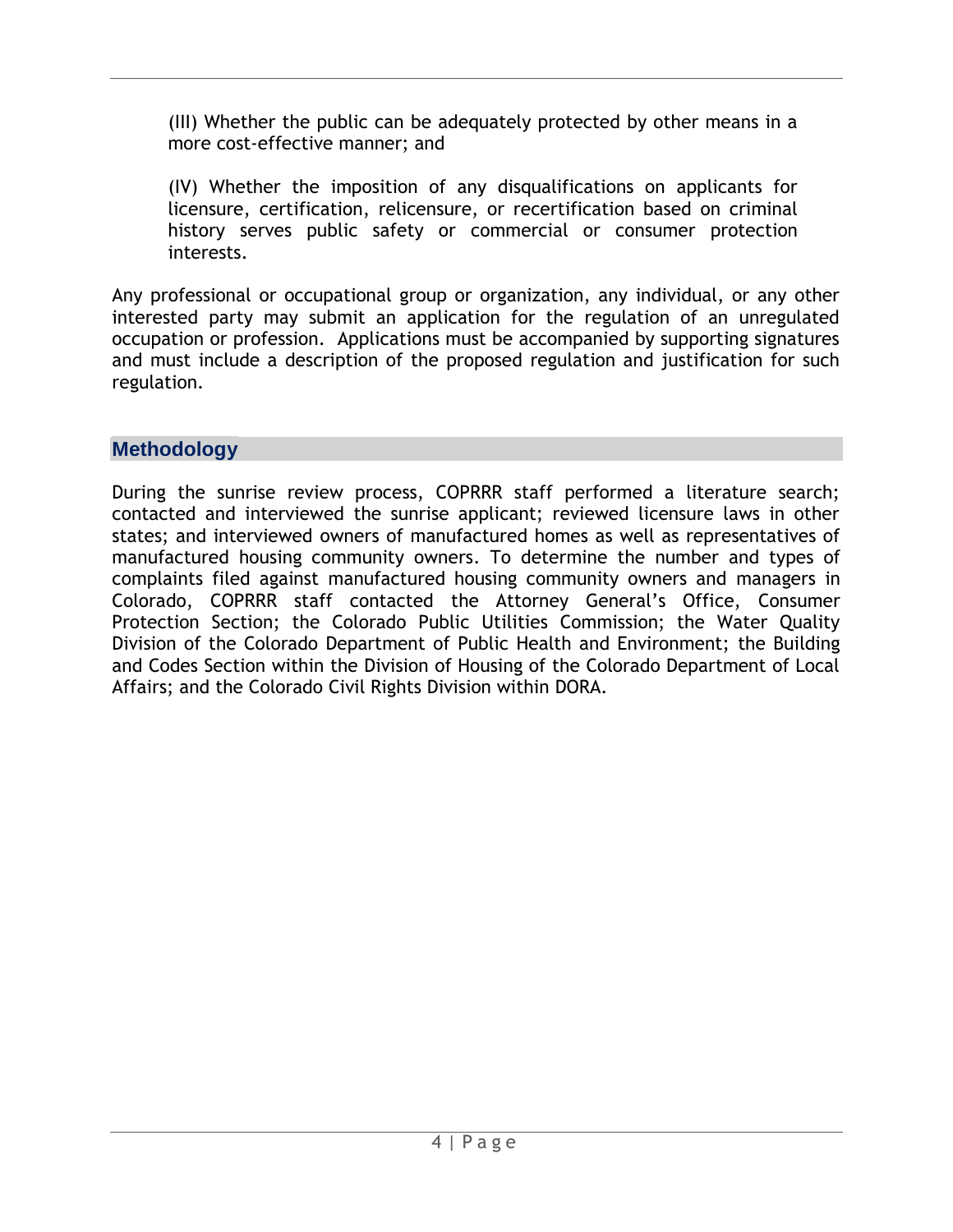(III) Whether the public can be adequately protected by other means in a more cost-effective manner; and

(IV) Whether the imposition of any disqualifications on applicants for licensure, certification, relicensure, or recertification based on criminal history serves public safety or commercial or consumer protection interests.

Any professional or occupational group or organization, any individual, or any other interested party may submit an application for the regulation of an unregulated occupation or profession. Applications must be accompanied by supporting signatures and must include a description of the proposed regulation and justification for such regulation.

## Methodology

During the sunrise review process, COPRRR staff performed a literature search; contacted and interviewed the sunrise applicant; reviewed licensure laws in other states; and interviewed owners of manufactured homes as well as representatives of manufactured housing community owners. To determine the number and types of complaints filed against manufactured housing community owners and managers in Colorado, COPRRR staff contacted the Attorney General's Office, Consumer Protection Section; the Colorado Public Utilities Commission; the Water Quality Division of the Colorado Department of Public Health and Environment; the Building and Codes Section within the Division of Housing of the Colorado Department of Local Affairs; and the Colorado Civil Rights Division within DORA.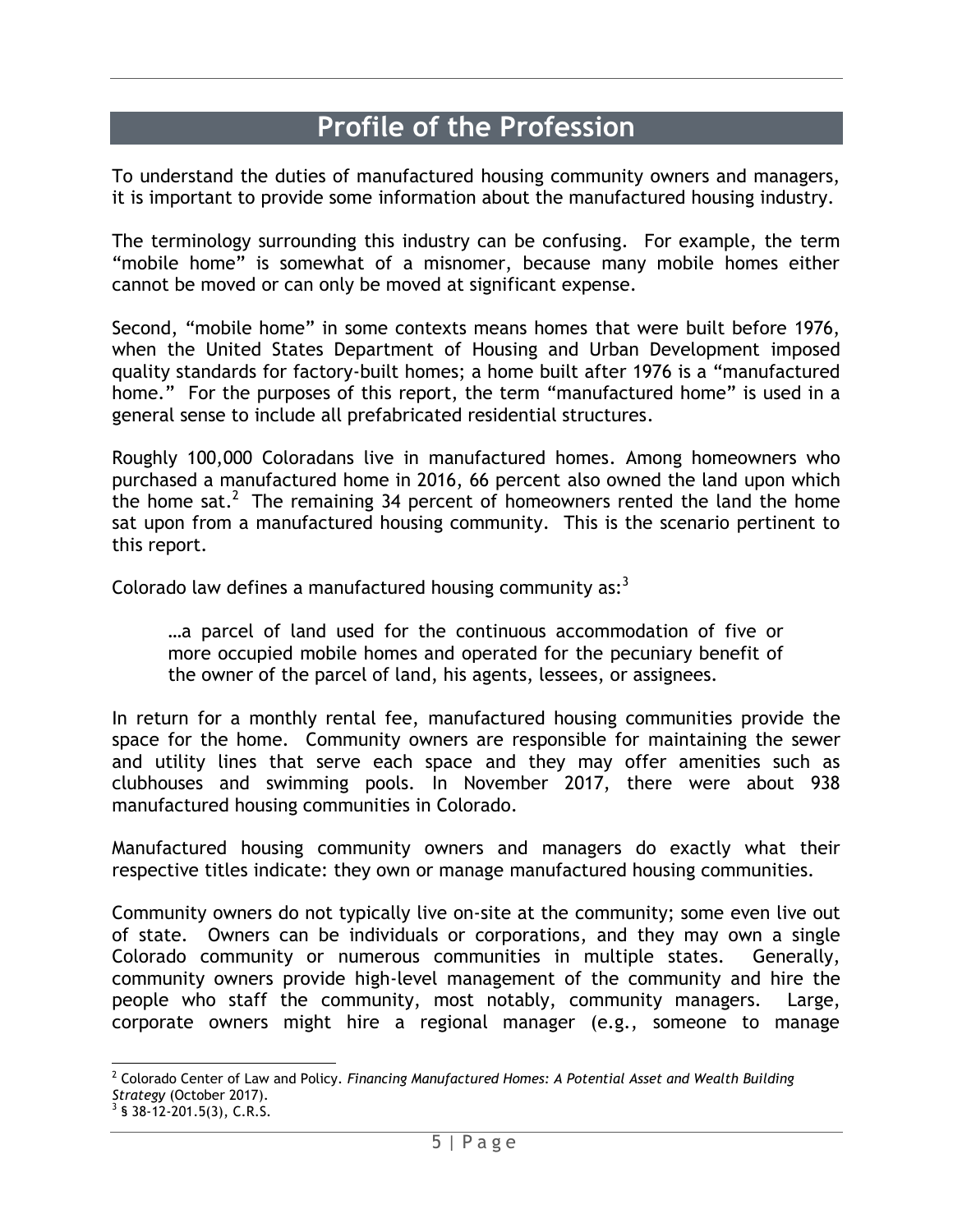# Profile of the Profession

To understand the duties of manufactured housing community owners and managers, it is important to provide some information about the manufactured housing industry.

The terminology surrounding this industry can be confusing. For example, the term "mobile home" is somewhat of a misnomer, because many mobile homes either cannot be moved or can only be moved at significant expense.

Second, "mobile home" in some contexts means homes that were built before 1976, when the United States Department of Housing and Urban Development imposed quality standards for factory-built homes; a home built after 1976 is a "manufactured home." For the purposes of this report, the term "manufactured home" is used in a general sense to include all prefabricated residential structures.

Roughly 100,000 Coloradans live in manufactured homes. Among homeowners who purchased a manufactured home in 2016, 66 percent also owned the land upon which the home sat.[2] The remaining 34 percent of homeowners rented the land the home sat upon from a manufactured housing community. This is the scenario pertinent to this report.

Colorado law defines a manufactured housing community as:[3]

> …a parcel of land used for the continuous accommodation of five or more occupied mobile homes and operated for the pecuniary benefit of the owner of the parcel of land, his agents, lessees, or assignees.

In return for a monthly rental fee, manufactured housing communities provide the space for the home. Community owners are responsible for maintaining the sewer and utility lines that serve each space and they may offer amenities such as clubhouses and swimming pools. In November 2017, there were about 938 manufactured housing communities in Colorado.

Manufactured housing community owners and managers do exactly what their respective titles indicate: they own or manage manufactured housing communities.

Community owners do not typically live on-site at the community; some even live out of state. Owners can be individuals or corporations, and they may own a single Colorado community or numerous communities in multiple states. Generally, community owners provide high-level management of the community and hire the people who staff the community, most notably, community managers. Large, corporate owners might hire a regional manager (e.g., someone to manage

---

[2] Colorado Center of Law and Policy. *Financing Manufactured Homes: A Potential Asset and Wealth Building Strategy* (October 2017).

[3] § 38-12-201.5(3), C.R.S.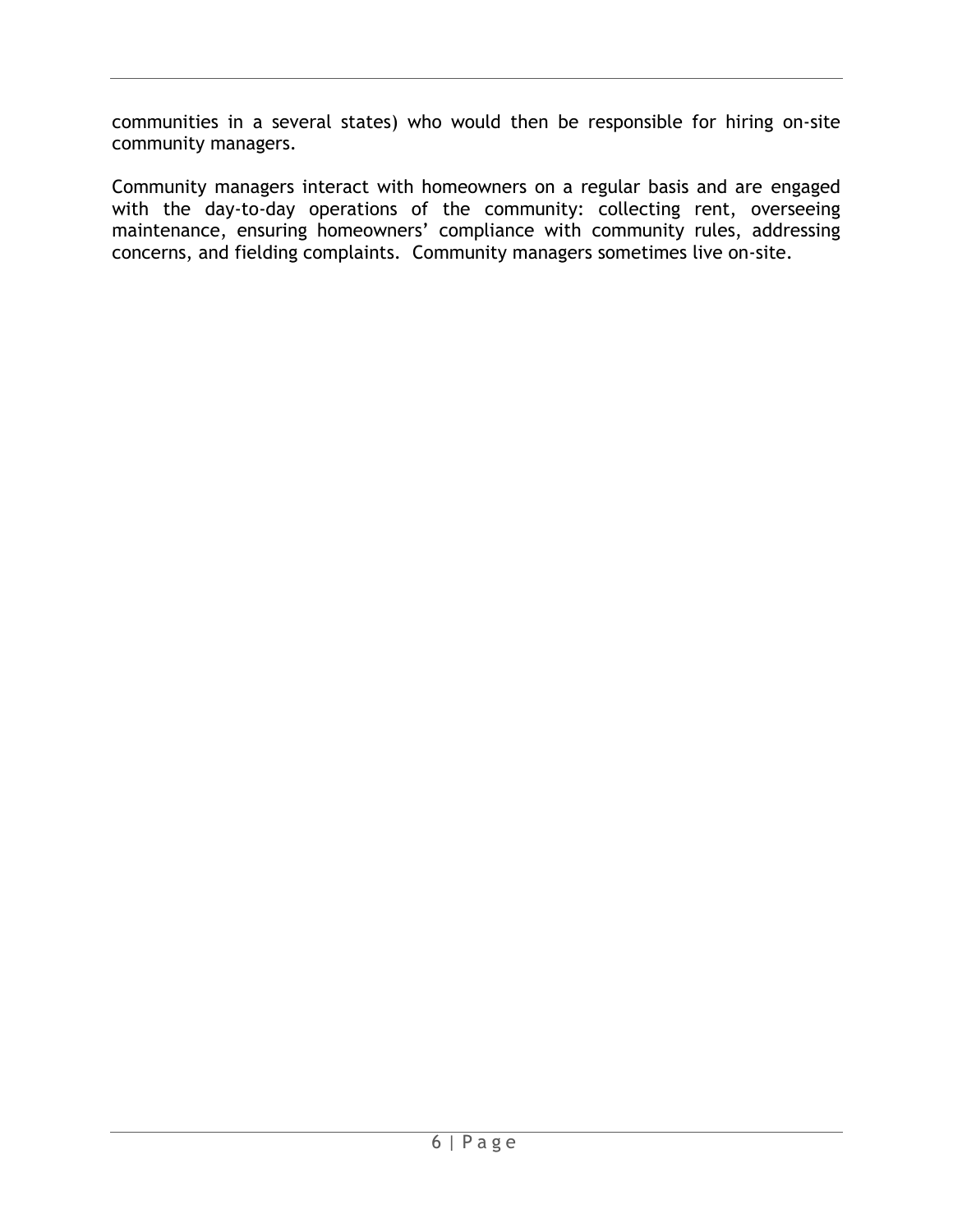communities in a several states) who would then be responsible for hiring on-site community managers.

Community managers interact with homeowners on a regular basis and are engaged with the day-to-day operations of the community: collecting rent, overseeing maintenance, ensuring homeowners' compliance with community rules, addressing concerns, and fielding complaints. Community managers sometimes live on-site.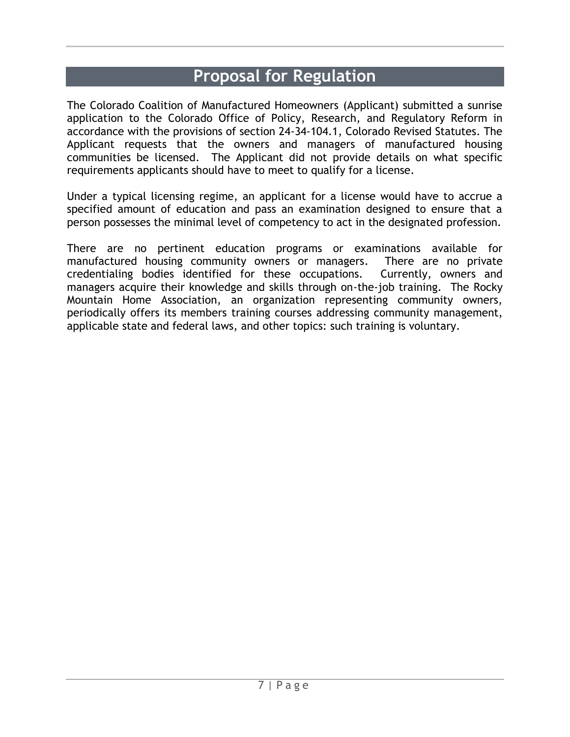# Proposal for Regulation

The Colorado Coalition of Manufactured Homeowners (Applicant) submitted a sunrise application to the Colorado Office of Policy, Research, and Regulatory Reform in accordance with the provisions of section 24-34-104.1, Colorado Revised Statutes. The Applicant requests that the owners and managers of manufactured housing communities be licensed. The Applicant did not provide details on what specific requirements applicants should have to meet to qualify for a license.

Under a typical licensing regime, an applicant for a license would have to accrue a specified amount of education and pass an examination designed to ensure that a person possesses the minimal level of competency to act in the designated profession.

There are no pertinent education programs or examinations available for manufactured housing community owners or managers. There are no private credentialing bodies identified for these occupations. Currently, owners and managers acquire their knowledge and skills through on-the-job training. The Rocky Mountain Home Association, an organization representing community owners, periodically offers its members training courses addressing community management, applicable state and federal laws, and other topics: such training is voluntary.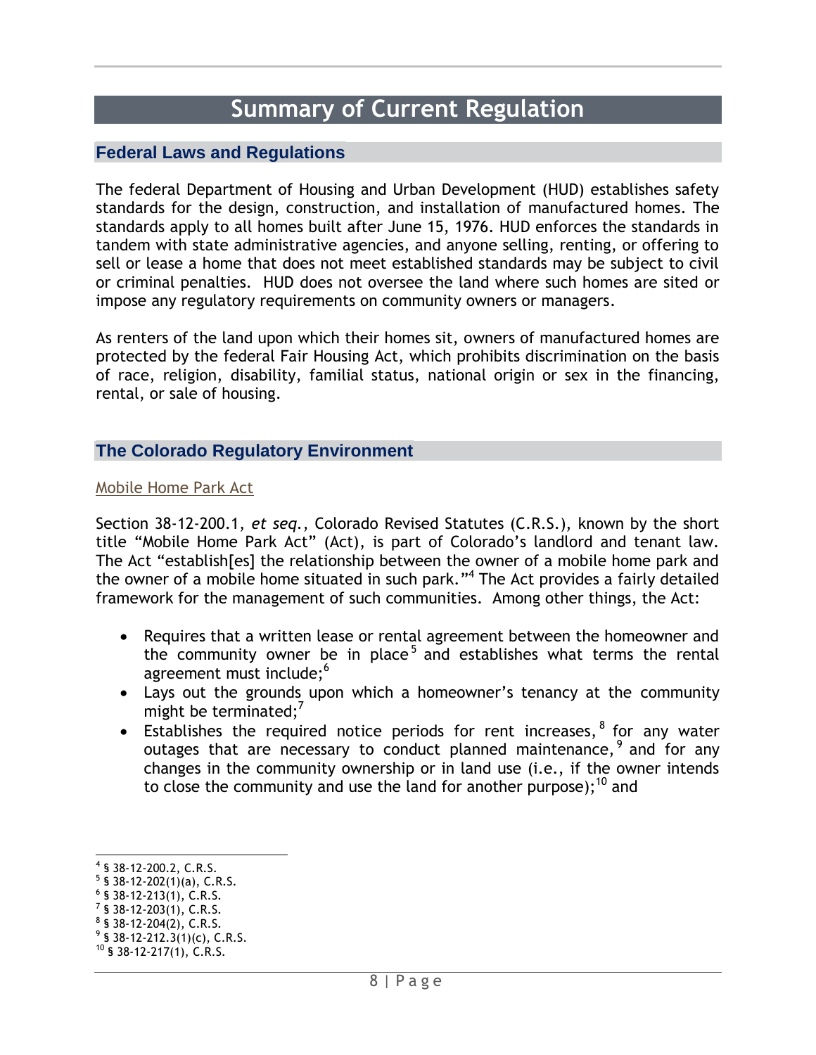# Summary of Current Regulation

## Federal Laws and Regulations

The federal Department of Housing and Urban Development (HUD) establishes safety standards for the design, construction, and installation of manufactured homes. The standards apply to all homes built after June 15, 1976. HUD enforces the standards in tandem with state administrative agencies, and anyone selling, renting, or offering to sell or lease a home that does not meet established standards may be subject to civil or criminal penalties. HUD does not oversee the land where such homes are sited or impose any regulatory requirements on community owners or managers.

As renters of the land upon which their homes sit, owners of manufactured homes are protected by the federal Fair Housing Act, which prohibits discrimination on the basis of race, religion, disability, familial status, national origin or sex in the financing, rental, or sale of housing.

## The Colorado Regulatory Environment

### Mobile Home Park Act

Section 38-12-200.1, *et seq.*, Colorado Revised Statutes (C.R.S.), known by the short title "Mobile Home Park Act" (Act), is part of Colorado's landlord and tenant law. The Act "establish[es] the relationship between the owner of a mobile home park and the owner of a mobile home situated in such park."[4] The Act provides a fairly detailed framework for the management of such communities. Among other things, the Act:

- Requires that a written lease or rental agreement between the homeowner and the community owner be in place[5] and establishes what terms the rental agreement must include;[6]
- Lays out the grounds upon which a homeowner's tenancy at the community might be terminated;[7]
- Establishes the required notice periods for rent increases,[8] for any water outages that are necessary to conduct planned maintenance,[9] and for any changes in the community ownership or in land use (i.e., if the owner intends to close the community and use the land for another purpose);[10] and

[4] § 38-12-200.2, C.R.S.
[5] § 38-12-202(1)(a), C.R.S.
[6] § 38-12-213(1), C.R.S.
[7] § 38-12-203(1), C.R.S.
[8] § 38-12-204(2), C.R.S.
[9] § 38-12-212.3(1)(c), C.R.S.
[10] § 38-12-217(1), C.R.S.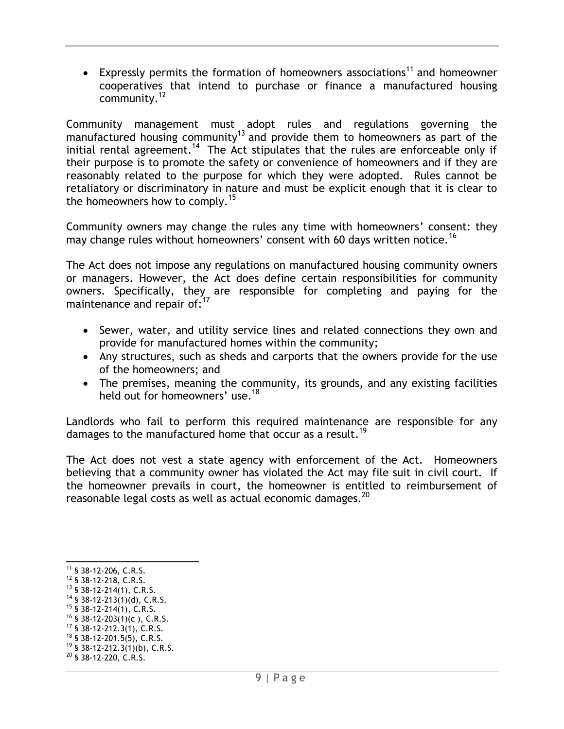- Expressly permits the formation of homeowners associations[11] and homeowner cooperatives that intend to purchase or finance a manufactured housing community.[12]

Community management must adopt rules and regulations governing the manufactured housing community[13] and provide them to homeowners as part of the initial rental agreement.[14] The Act stipulates that the rules are enforceable only if their purpose is to promote the safety or convenience of homeowners and if they are reasonably related to the purpose for which they were adopted. Rules cannot be retaliatory or discriminatory in nature and must be explicit enough that it is clear to the homeowners how to comply.[15]

Community owners may change the rules any time with homeowners' consent: they may change rules without homeowners' consent with 60 days written notice.[16]

The Act does not impose any regulations on manufactured housing community owners or managers. However, the Act does define certain responsibilities for community owners. Specifically, they are responsible for completing and paying for the maintenance and repair of:[17]

- Sewer, water, and utility service lines and related connections they own and provide for manufactured homes within the community;
- Any structures, such as sheds and carports that the owners provide for the use of the homeowners; and
- The premises, meaning the community, its grounds, and any existing facilities held out for homeowners' use.[18]

Landlords who fail to perform this required maintenance are responsible for any damages to the manufactured home that occur as a result.[19]

The Act does not vest a state agency with enforcement of the Act. Homeowners believing that a community owner has violated the Act may file suit in civil court. If the homeowner prevails in court, the homeowner is entitled to reimbursement of reasonable legal costs as well as actual economic damages.[20]

---

[11] § 38-12-206, C.R.S.
[12] § 38-12-218, C.R.S.
[13] § 38-12-214(1), C.R.S.
[14] § 38-12-213(1)(d), C.R.S.
[15] § 38-12-214(1), C.R.S.
[16] § 38-12-203(1)(c ), C.R.S.
[17] § 38-12-212.3(1), C.R.S.
[18] § 38-12-201.5(5), C.R.S.
[19] § 38-12-212.3(1)(b), C.R.S.
[20] § 38-12-220, C.R.S.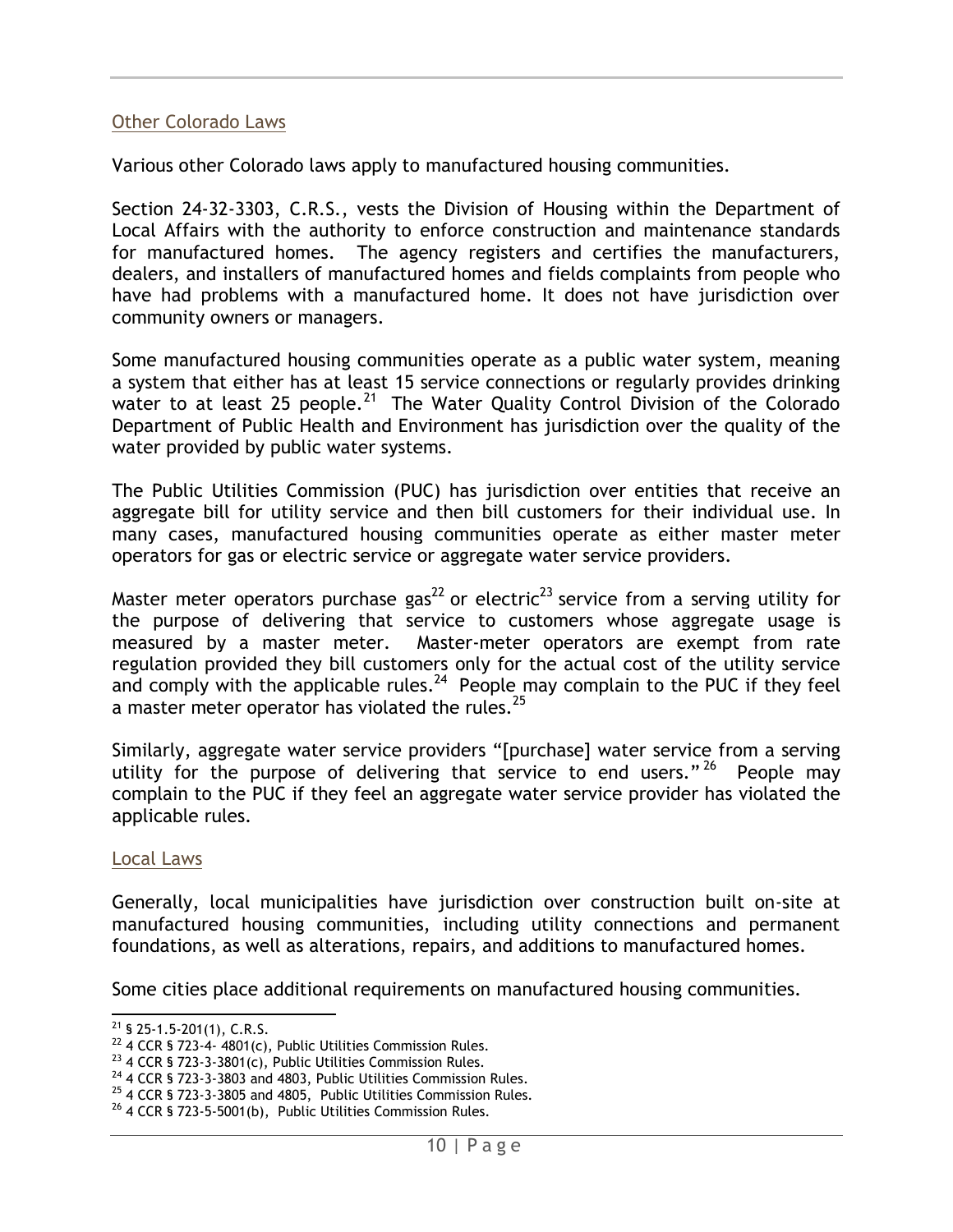## Other Colorado Laws

Various other Colorado laws apply to manufactured housing communities.

Section 24-32-3303, C.R.S., vests the Division of Housing within the Department of Local Affairs with the authority to enforce construction and maintenance standards for manufactured homes. The agency registers and certifies the manufacturers, dealers, and installers of manufactured homes and fields complaints from people who have had problems with a manufactured home. It does not have jurisdiction over community owners or managers.

Some manufactured housing communities operate as a public water system, meaning a system that either has at least 15 service connections or regularly provides drinking water to at least 25 people.[21] The Water Quality Control Division of the Colorado Department of Public Health and Environment has jurisdiction over the quality of the water provided by public water systems.

The Public Utilities Commission (PUC) has jurisdiction over entities that receive an aggregate bill for utility service and then bill customers for their individual use. In many cases, manufactured housing communities operate as either master meter operators for gas or electric service or aggregate water service providers.

Master meter operators purchase gas[22] or electric[23] service from a serving utility for the purpose of delivering that service to customers whose aggregate usage is measured by a master meter. Master-meter operators are exempt from rate regulation provided they bill customers only for the actual cost of the utility service and comply with the applicable rules.[24] People may complain to the PUC if they feel a master meter operator has violated the rules.[25]

Similarly, aggregate water service providers "[purchase] water service from a serving utility for the purpose of delivering that service to end users."[26] People may complain to the PUC if they feel an aggregate water service provider has violated the applicable rules.

## Local Laws

Generally, local municipalities have jurisdiction over construction built on-site at manufactured housing communities, including utility connections and permanent foundations, as well as alterations, repairs, and additions to manufactured homes.

Some cities place additional requirements on manufactured housing communities.

---

[21] § 25-1.5-201(1), C.R.S.

[22] 4 CCR § 723-4- 4801(c), Public Utilities Commission Rules.

[23] 4 CCR § 723-3-3801(c), Public Utilities Commission Rules.

[24] 4 CCR § 723-3-3803 and 4803, Public Utilities Commission Rules.

[25] 4 CCR § 723-3-3805 and 4805, Public Utilities Commission Rules.

[26] 4 CCR § 723-5-5001(b), Public Utilities Commission Rules.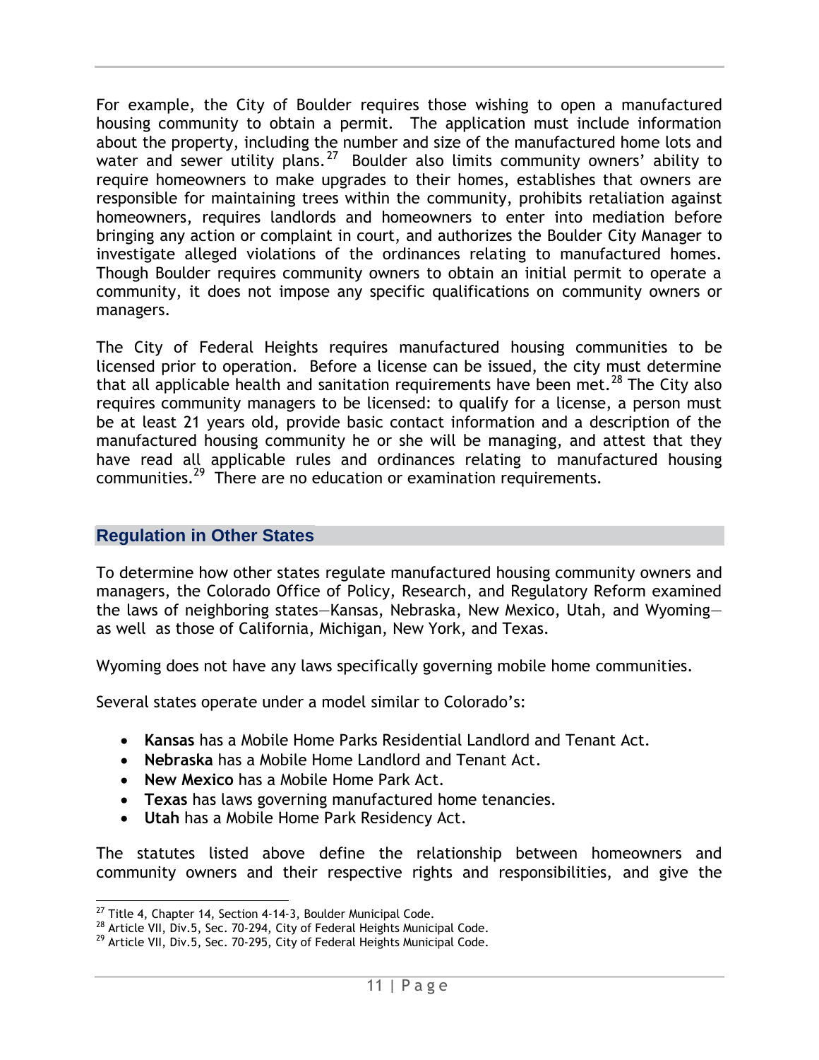For example, the City of Boulder requires those wishing to open a manufactured housing community to obtain a permit. The application must include information about the property, including the number and size of the manufactured home lots and water and sewer utility plans.[27] Boulder also limits community owners' ability to require homeowners to make upgrades to their homes, establishes that owners are responsible for maintaining trees within the community, prohibits retaliation against homeowners, requires landlords and homeowners to enter into mediation before bringing any action or complaint in court, and authorizes the Boulder City Manager to investigate alleged violations of the ordinances relating to manufactured homes. Though Boulder requires community owners to obtain an initial permit to operate a community, it does not impose any specific qualifications on community owners or managers.

The City of Federal Heights requires manufactured housing communities to be licensed prior to operation. Before a license can be issued, the city must determine that all applicable health and sanitation requirements have been met.[28] The City also requires community managers to be licensed: to qualify for a license, a person must be at least 21 years old, provide basic contact information and a description of the manufactured housing community he or she will be managing, and attest that they have read all applicable rules and ordinances relating to manufactured housing communities.[29] There are no education or examination requirements.

## Regulation in Other States

To determine how other states regulate manufactured housing community owners and managers, the Colorado Office of Policy, Research, and Regulatory Reform examined the laws of neighboring states—Kansas, Nebraska, New Mexico, Utah, and Wyoming—as well as those of California, Michigan, New York, and Texas.

Wyoming does not have any laws specifically governing mobile home communities.

Several states operate under a model similar to Colorado's:

- **Kansas** has a Mobile Home Parks Residential Landlord and Tenant Act.
- **Nebraska** has a Mobile Home Landlord and Tenant Act.
- **New Mexico** has a Mobile Home Park Act.
- **Texas** has laws governing manufactured home tenancies.
- **Utah** has a Mobile Home Park Residency Act.

The statutes listed above define the relationship between homeowners and community owners and their respective rights and responsibilities, and give the

[27] Title 4, Chapter 14, Section 4-14-3, Boulder Municipal Code.
[28] Article VII, Div.5, Sec. 70-294, City of Federal Heights Municipal Code.
[29] Article VII, Div.5, Sec. 70-295, City of Federal Heights Municipal Code.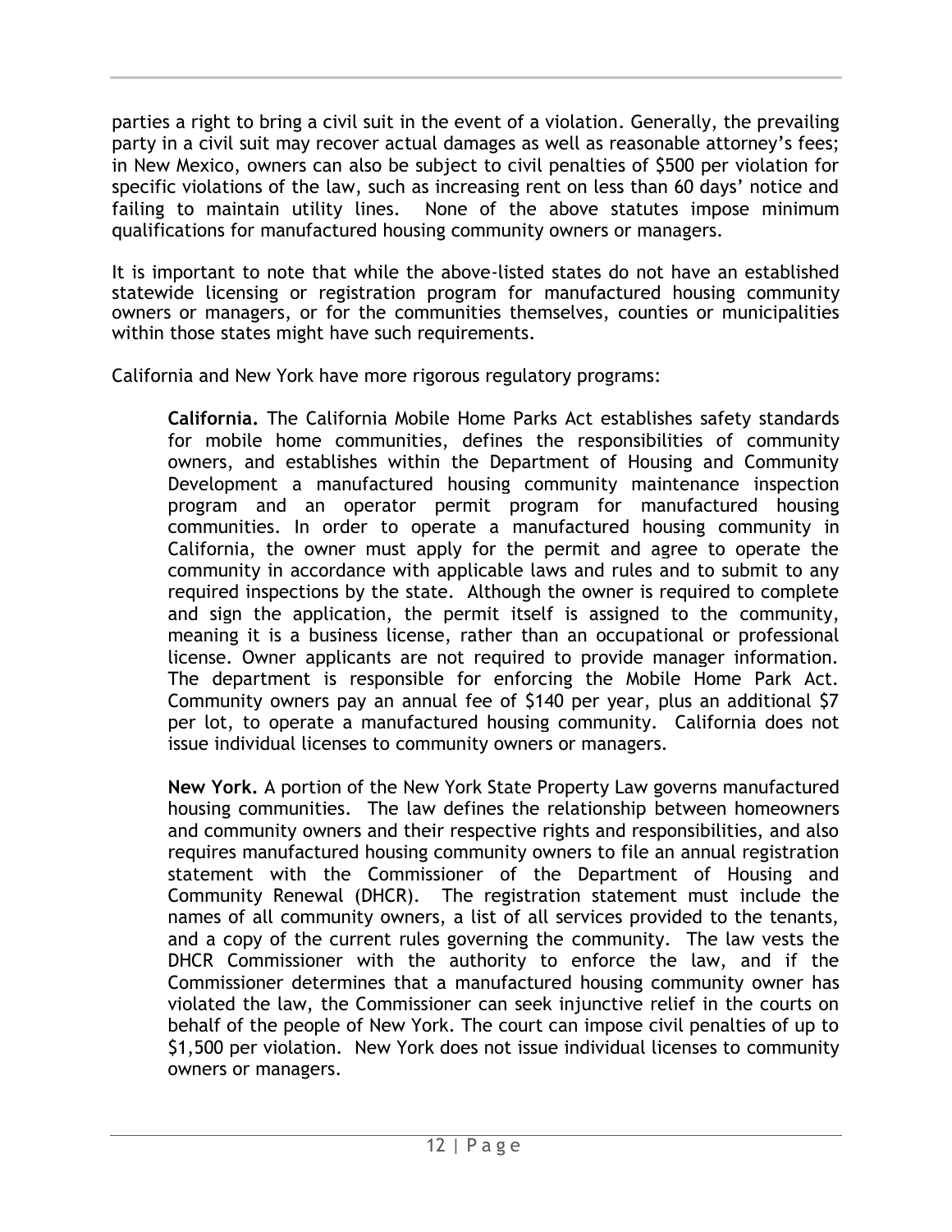parties a right to bring a civil suit in the event of a violation. Generally, the prevailing party in a civil suit may recover actual damages as well as reasonable attorney's fees; in New Mexico, owners can also be subject to civil penalties of $500 per violation for specific violations of the law, such as increasing rent on less than 60 days' notice and failing to maintain utility lines. None of the above statutes impose minimum qualifications for manufactured housing community owners or managers.

It is important to note that while the above-listed states do not have an established statewide licensing or registration program for manufactured housing community owners or managers, or for the communities themselves, counties or municipalities within those states might have such requirements.

California and New York have more rigorous regulatory programs:

> **California.** The California Mobile Home Parks Act establishes safety standards for mobile home communities, defines the responsibilities of community owners, and establishes within the Department of Housing and Community Development a manufactured housing community maintenance inspection program and an operator permit program for manufactured housing communities. In order to operate a manufactured housing community in California, the owner must apply for the permit and agree to operate the community in accordance with applicable laws and rules and to submit to any required inspections by the state. Although the owner is required to complete and sign the application, the permit itself is assigned to the community, meaning it is a business license, rather than an occupational or professional license. Owner applicants are not required to provide manager information. The department is responsible for enforcing the Mobile Home Park Act. Community owners pay an annual fee of $140 per year, plus an additional $7 per lot, to operate a manufactured housing community. California does not issue individual licenses to community owners or managers.
>
> **New York.** A portion of the New York State Property Law governs manufactured housing communities. The law defines the relationship between homeowners and community owners and their respective rights and responsibilities, and also requires manufactured housing community owners to file an annual registration statement with the Commissioner of the Department of Housing and Community Renewal (DHCR). The registration statement must include the names of all community owners, a list of all services provided to the tenants, and a copy of the current rules governing the community. The law vests the DHCR Commissioner with the authority to enforce the law, and if the Commissioner determines that a manufactured housing community owner has violated the law, the Commissioner can seek injunctive relief in the courts on behalf of the people of New York. The court can impose civil penalties of up to $1,500 per violation. New York does not issue individual licenses to community owners or managers.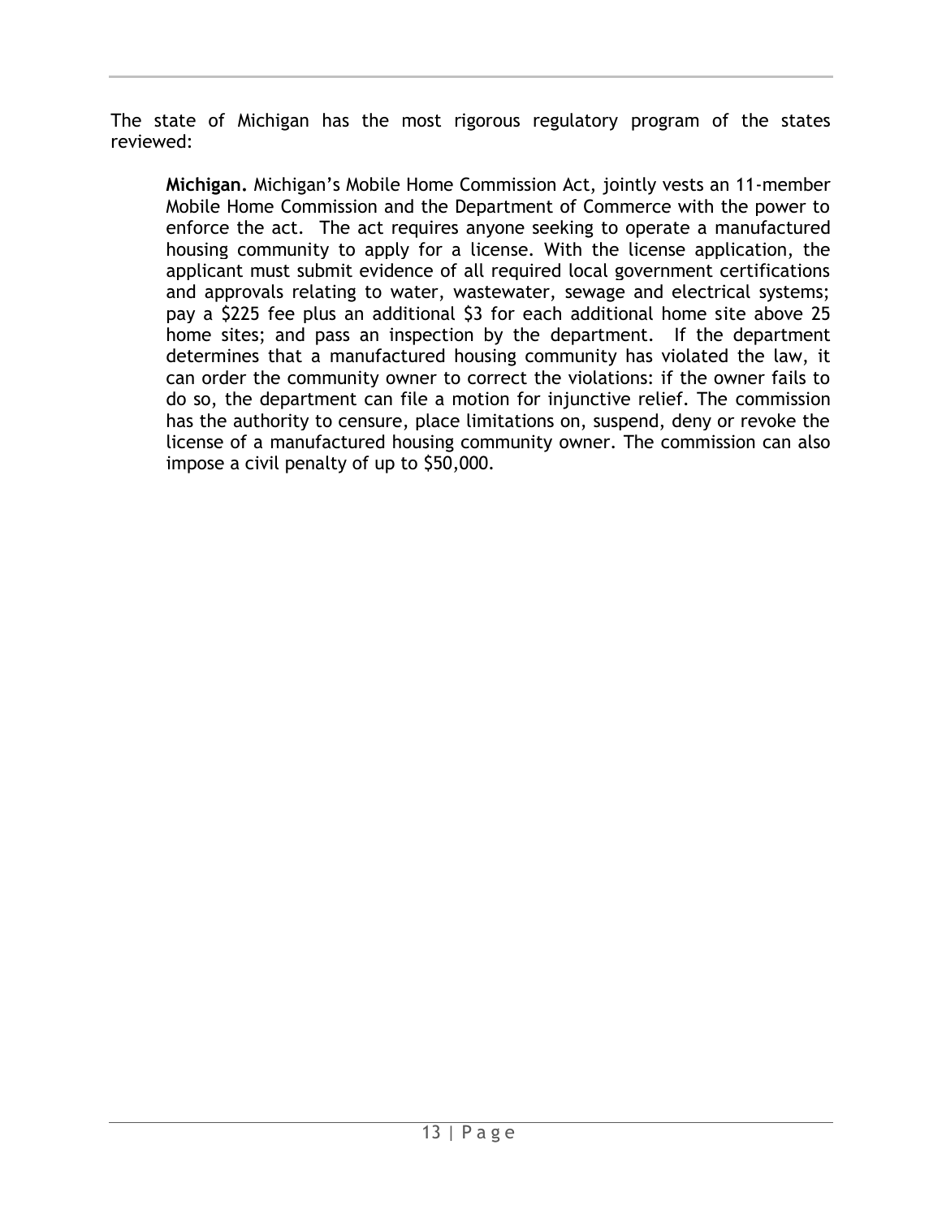The state of Michigan has the most rigorous regulatory program of the states reviewed:

> **Michigan.** Michigan's Mobile Home Commission Act, jointly vests an 11-member Mobile Home Commission and the Department of Commerce with the power to enforce the act. The act requires anyone seeking to operate a manufactured housing community to apply for a license. With the license application, the applicant must submit evidence of all required local government certifications and approvals relating to water, wastewater, sewage and electrical systems; pay a $225 fee plus an additional $3 for each additional home site above 25 home sites; and pass an inspection by the department. If the department determines that a manufactured housing community has violated the law, it can order the community owner to correct the violations: if the owner fails to do so, the department can file a motion for injunctive relief. The commission has the authority to censure, place limitations on, suspend, deny or revoke the license of a manufactured housing community owner. The commission can also impose a civil penalty of up to $50,000.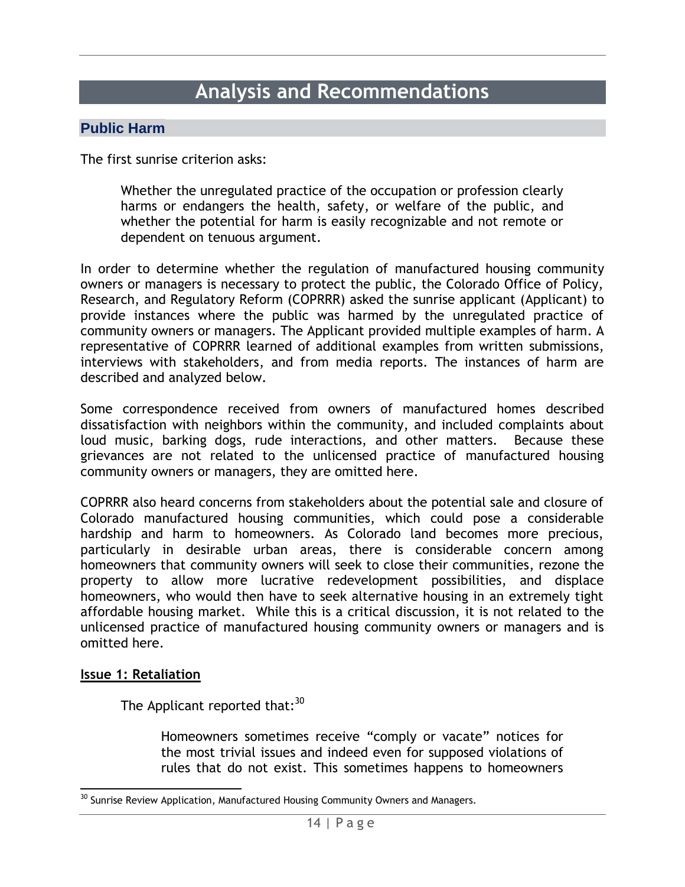# Analysis and Recommendations

## Public Harm

The first sunrise criterion asks:

> Whether the unregulated practice of the occupation or profession clearly harms or endangers the health, safety, or welfare of the public, and whether the potential for harm is easily recognizable and not remote or dependent on tenuous argument.

In order to determine whether the regulation of manufactured housing community owners or managers is necessary to protect the public, the Colorado Office of Policy, Research, and Regulatory Reform (COPRRR) asked the sunrise applicant (Applicant) to provide instances where the public was harmed by the unregulated practice of community owners or managers. The Applicant provided multiple examples of harm. A representative of COPRRR learned of additional examples from written submissions, interviews with stakeholders, and from media reports. The instances of harm are described and analyzed below.

Some correspondence received from owners of manufactured homes described dissatisfaction with neighbors within the community, and included complaints about loud music, barking dogs, rude interactions, and other matters. Because these grievances are not related to the unlicensed practice of manufactured housing community owners or managers, they are omitted here.

COPRRR also heard concerns from stakeholders about the potential sale and closure of Colorado manufactured housing communities, which could pose a considerable hardship and harm to homeowners. As Colorado land becomes more precious, particularly in desirable urban areas, there is considerable concern among homeowners that community owners will seek to close their communities, rezone the property to allow more lucrative redevelopment possibilities, and displace homeowners, who would then have to seek alternative housing in an extremely tight affordable housing market. While this is a critical discussion, it is not related to the unlicensed practice of manufactured housing community owners or managers and is omitted here.

**Issue 1: Retaliation**

> The Applicant reported that:[30]
>
> > Homeowners sometimes receive "comply or vacate" notices for the most trivial issues and indeed even for supposed violations of rules that do not exist. This sometimes happens to homeowners

[30] Sunrise Review Application, Manufactured Housing Community Owners and Managers.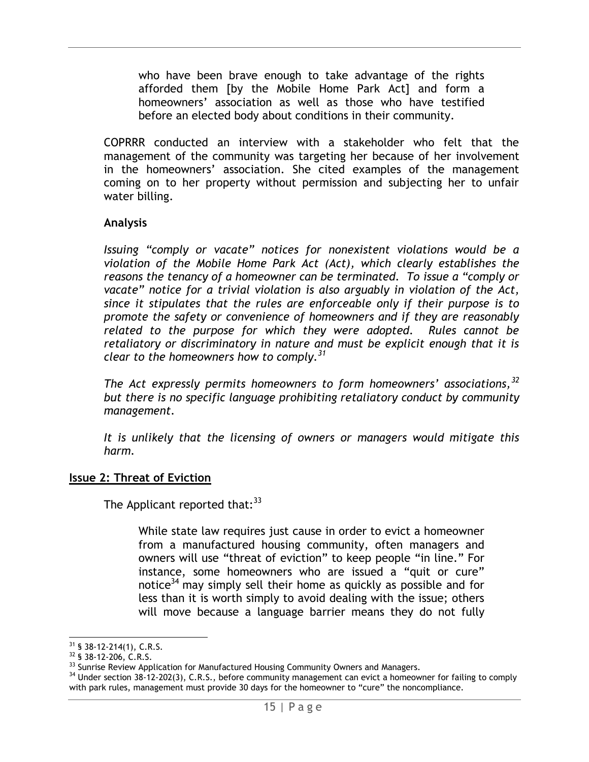> who have been brave enough to take advantage of the rights afforded them [by the Mobile Home Park Act] and form a homeowners' association as well as those who have testified before an elected body about conditions in their community.

COPRRR conducted an interview with a stakeholder who felt that the management of the community was targeting her because of her involvement in the homeowners' association. She cited examples of the management coming on to her property without permission and subjecting her to unfair water billing.

**Analysis**

*Issuing "comply or vacate" notices for nonexistent violations would be a violation of the Mobile Home Park Act (Act), which clearly establishes the reasons the tenancy of a homeowner can be terminated. To issue a "comply or vacate" notice for a trivial violation is also arguably in violation of the Act, since it stipulates that the rules are enforceable only if their purpose is to promote the safety or convenience of homeowners and if they are reasonably related to the purpose for which they were adopted. Rules cannot be retaliatory or discriminatory in nature and must be explicit enough that it is clear to the homeowners how to comply.*[31]

*The Act expressly permits homeowners to form homeowners' associations,*[32] *but there is no specific language prohibiting retaliatory conduct by community management.*

*It is unlikely that the licensing of owners or managers would mitigate this harm.*

## Issue 2: Threat of Eviction

The Applicant reported that:[33]

> While state law requires just cause in order to evict a homeowner from a manufactured housing community, often managers and owners will use "threat of eviction" to keep people "in line." For instance, some homeowners who are issued a "quit or cure" notice[34] may simply sell their home as quickly as possible and for less than it is worth simply to avoid dealing with the issue; others will move because a language barrier means they do not fully

---

[31] § 38-12-214(1), C.R.S.

[32] § 38-12-206, C.R.S.

[33] Sunrise Review Application for Manufactured Housing Community Owners and Managers.

[34] Under section 38-12-202(3), C.R.S., before community management can evict a homeowner for failing to comply with park rules, management must provide 30 days for the homeowner to "cure" the noncompliance.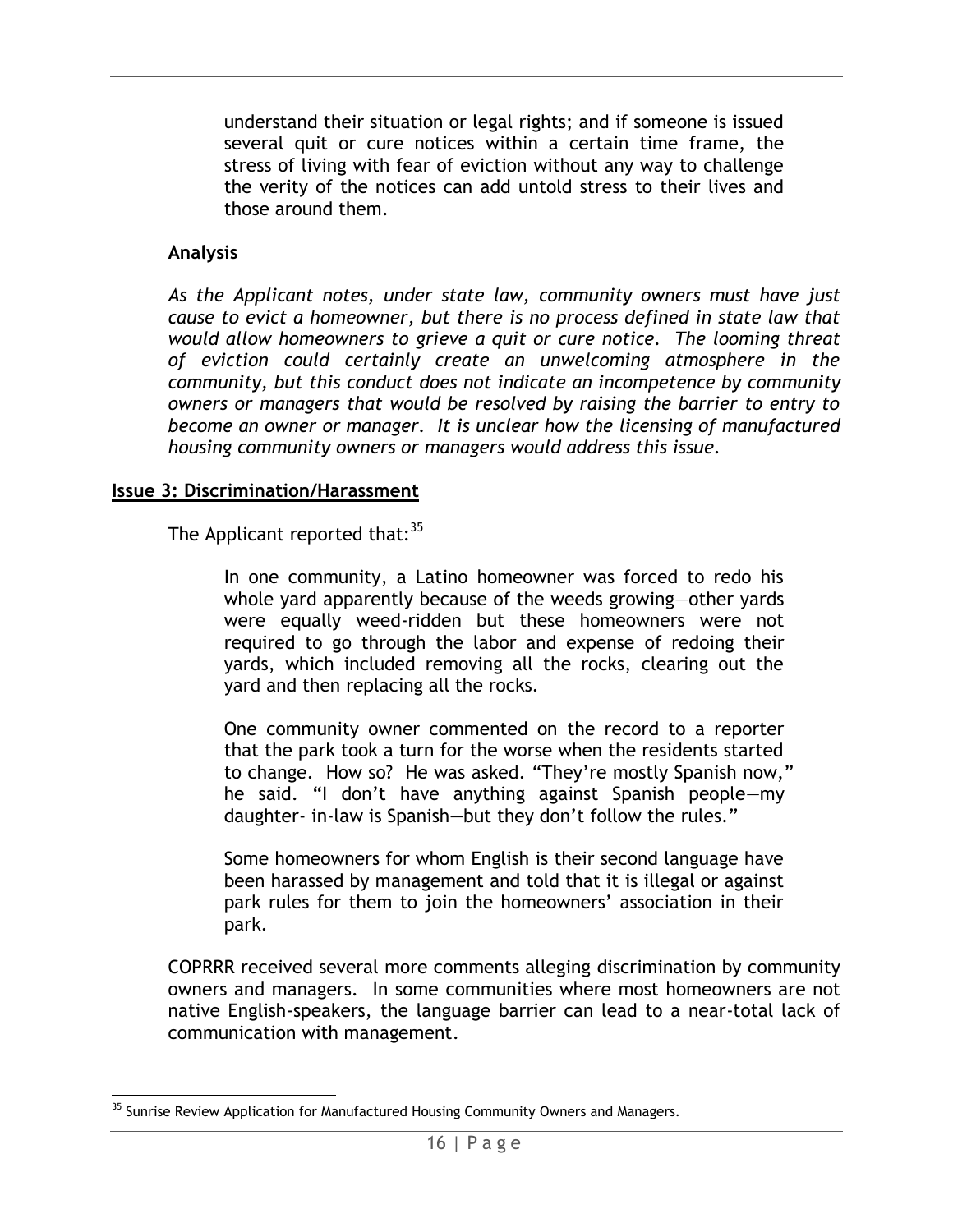understand their situation or legal rights; and if someone is issued several quit or cure notices within a certain time frame, the stress of living with fear of eviction without any way to challenge the verity of the notices can add untold stress to their lives and those around them.

**Analysis**

*As the Applicant notes, under state law, community owners must have just cause to evict a homeowner, but there is no process defined in state law that would allow homeowners to grieve a quit or cure notice. The looming threat of eviction could certainly create an unwelcoming atmosphere in the community, but this conduct does not indicate an incompetence by community owners or managers that would be resolved by raising the barrier to entry to become an owner or manager. It is unclear how the licensing of manufactured housing community owners or managers would address this issue.*

**Issue 3: Discrimination/Harassment**

The Applicant reported that:[35]

> In one community, a Latino homeowner was forced to redo his whole yard apparently because of the weeds growing—other yards were equally weed-ridden but these homeowners were not required to go through the labor and expense of redoing their yards, which included removing all the rocks, clearing out the yard and then replacing all the rocks.
>
> One community owner commented on the record to a reporter that the park took a turn for the worse when the residents started to change. How so? He was asked. "They're mostly Spanish now," he said. "I don't have anything against Spanish people—my daughter- in-law is Spanish—but they don't follow the rules."
>
> Some homeowners for whom English is their second language have been harassed by management and told that it is illegal or against park rules for them to join the homeowners' association in their park.

COPRRR received several more comments alleging discrimination by community owners and managers. In some communities where most homeowners are not native English-speakers, the language barrier can lead to a near-total lack of communication with management.

---

[35] Sunrise Review Application for Manufactured Housing Community Owners and Managers.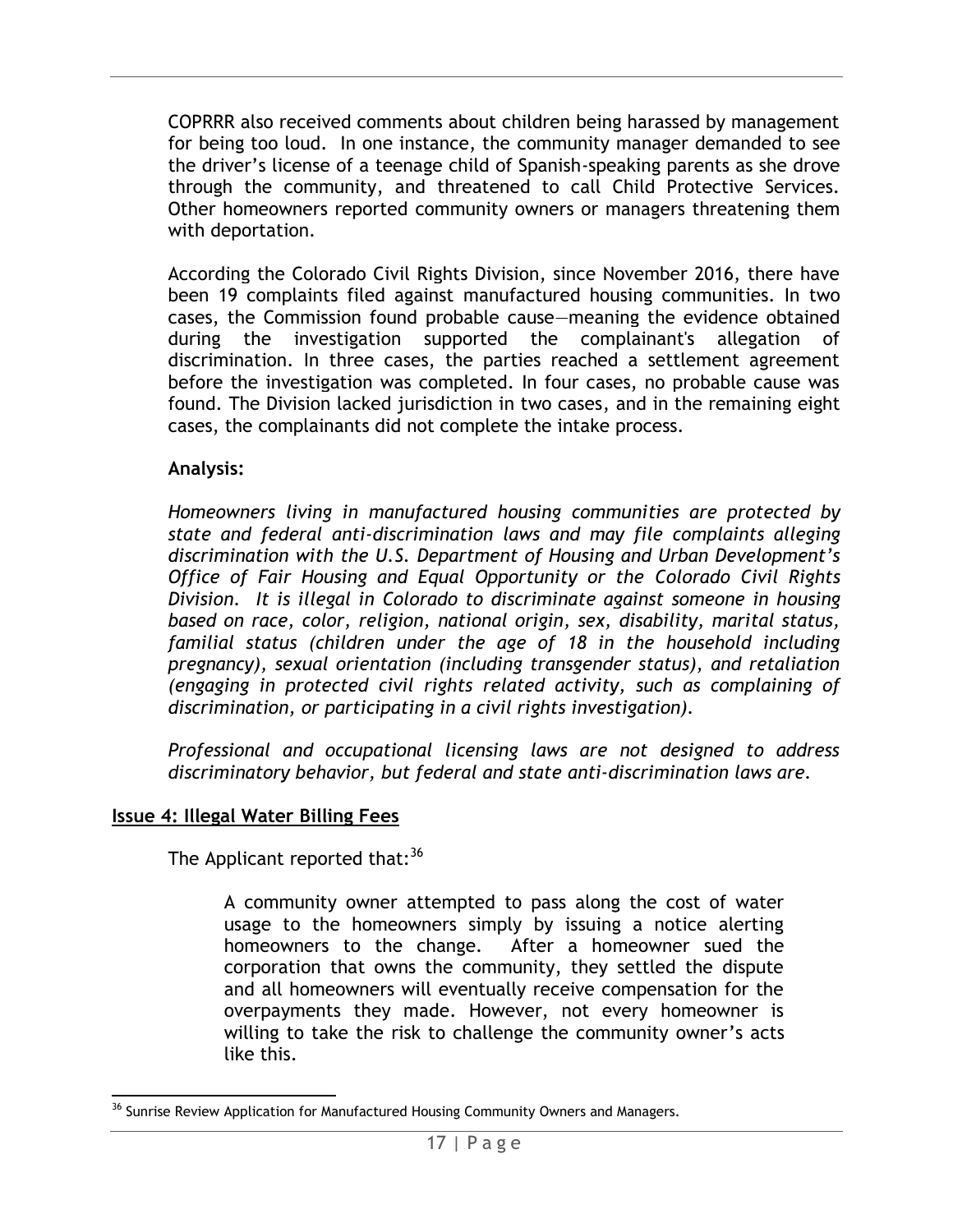COPRRR also received comments about children being harassed by management for being too loud. In one instance, the community manager demanded to see the driver's license of a teenage child of Spanish-speaking parents as she drove through the community, and threatened to call Child Protective Services. Other homeowners reported community owners or managers threatening them with deportation.

According the Colorado Civil Rights Division, since November 2016, there have been 19 complaints filed against manufactured housing communities. In two cases, the Commission found probable cause—meaning the evidence obtained during the investigation supported the complainant's allegation of discrimination. In three cases, the parties reached a settlement agreement before the investigation was completed. In four cases, no probable cause was found. The Division lacked jurisdiction in two cases, and in the remaining eight cases, the complainants did not complete the intake process.

**Analysis:**

*Homeowners living in manufactured housing communities are protected by state and federal anti-discrimination laws and may file complaints alleging discrimination with the U.S. Department of Housing and Urban Development's Office of Fair Housing and Equal Opportunity or the Colorado Civil Rights Division. It is illegal in Colorado to discriminate against someone in housing based on race, color, religion, national origin, sex, disability, marital status, familial status (children under the age of 18 in the household including pregnancy), sexual orientation (including transgender status), and retaliation (engaging in protected civil rights related activity, such as complaining of discrimination, or participating in a civil rights investigation).*

*Professional and occupational licensing laws are not designed to address discriminatory behavior, but federal and state anti-discrimination laws are.*

## Issue 4: Illegal Water Billing Fees

The Applicant reported that:[36]

> A community owner attempted to pass along the cost of water usage to the homeowners simply by issuing a notice alerting homeowners to the change. After a homeowner sued the corporation that owns the community, they settled the dispute and all homeowners will eventually receive compensation for the overpayments they made. However, not every homeowner is willing to take the risk to challenge the community owner's acts like this.

[36] Sunrise Review Application for Manufactured Housing Community Owners and Managers.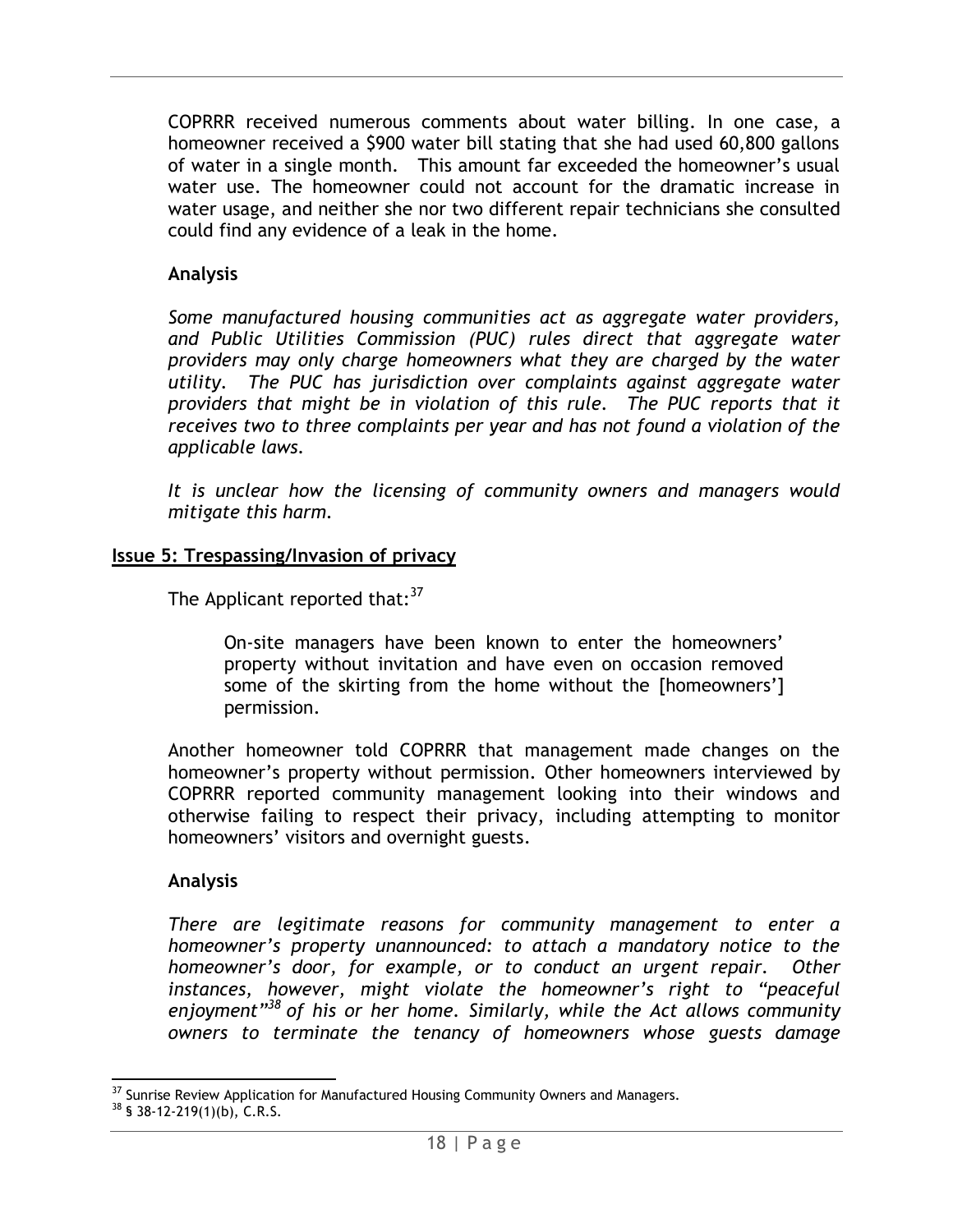COPRRR received numerous comments about water billing. In one case, a homeowner received a $900 water bill stating that she had used 60,800 gallons of water in a single month. This amount far exceeded the homeowner's usual water use. The homeowner could not account for the dramatic increase in water usage, and neither she nor two different repair technicians she consulted could find any evidence of a leak in the home.

**Analysis**

*Some manufactured housing communities act as aggregate water providers, and Public Utilities Commission (PUC) rules direct that aggregate water providers may only charge homeowners what they are charged by the water utility. The PUC has jurisdiction over complaints against aggregate water providers that might be in violation of this rule. The PUC reports that it receives two to three complaints per year and has not found a violation of the applicable laws.*

*It is unclear how the licensing of community owners and managers would mitigate this harm.*

**Issue 5: Trespassing/Invasion of privacy**

The Applicant reported that:[37]

> On-site managers have been known to enter the homeowners' property without invitation and have even on occasion removed some of the skirting from the home without the [homeowners'] permission.

Another homeowner told COPRRR that management made changes on the homeowner's property without permission. Other homeowners interviewed by COPRRR reported community management looking into their windows and otherwise failing to respect their privacy, including attempting to monitor homeowners' visitors and overnight guests.

**Analysis**

*There are legitimate reasons for community management to enter a homeowner's property unannounced: to attach a mandatory notice to the homeowner's door, for example, or to conduct an urgent repair. Other instances, however, might violate the homeowner's right to "peaceful enjoyment"[38] of his or her home. Similarly, while the Act allows community owners to terminate the tenancy of homeowners whose guests damage*

---

[37] Sunrise Review Application for Manufactured Housing Community Owners and Managers.

[38] § 38-12-219(1)(b), C.R.S.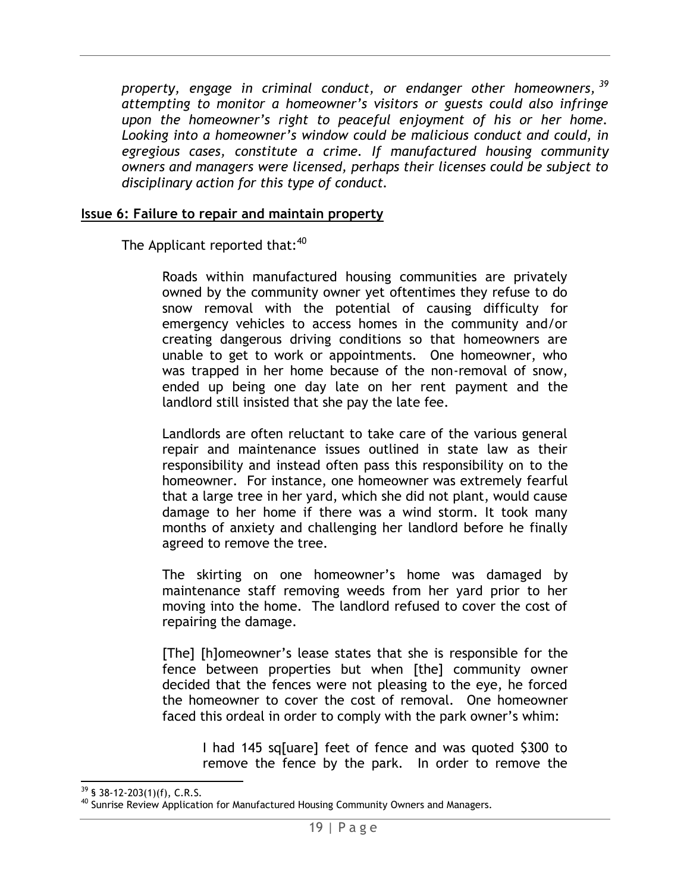*property, engage in criminal conduct, or endanger other homeowners,*[39] *attempting to monitor a homeowner's visitors or guests could also infringe upon the homeowner's right to peaceful enjoyment of his or her home. Looking into a homeowner's window could be malicious conduct and could, in egregious cases, constitute a crime. If manufactured housing community owners and managers were licensed, perhaps their licenses could be subject to disciplinary action for this type of conduct.*

**Issue 6: Failure to repair and maintain property**

The Applicant reported that:[40]

> Roads within manufactured housing communities are privately owned by the community owner yet oftentimes they refuse to do snow removal with the potential of causing difficulty for emergency vehicles to access homes in the community and/or creating dangerous driving conditions so that homeowners are unable to get to work or appointments. One homeowner, who was trapped in her home because of the non-removal of snow, ended up being one day late on her rent payment and the landlord still insisted that she pay the late fee.
>
> Landlords are often reluctant to take care of the various general repair and maintenance issues outlined in state law as their responsibility and instead often pass this responsibility on to the homeowner. For instance, one homeowner was extremely fearful that a large tree in her yard, which she did not plant, would cause damage to her home if there was a wind storm. It took many months of anxiety and challenging her landlord before he finally agreed to remove the tree.
>
> The skirting on one homeowner's home was damaged by maintenance staff removing weeds from her yard prior to her moving into the home. The landlord refused to cover the cost of repairing the damage.
>
> [The] [h]omeowner's lease states that she is responsible for the fence between properties but when [the] community owner decided that the fences were not pleasing to the eye, he forced the homeowner to cover the cost of removal. One homeowner faced this ordeal in order to comply with the park owner's whim:
>
> > I had 145 sq[uare] feet of fence and was quoted $300 to remove the fence by the park. In order to remove the

[39] § 38-12-203(1)(f), C.R.S.

[40] Sunrise Review Application for Manufactured Housing Community Owners and Managers.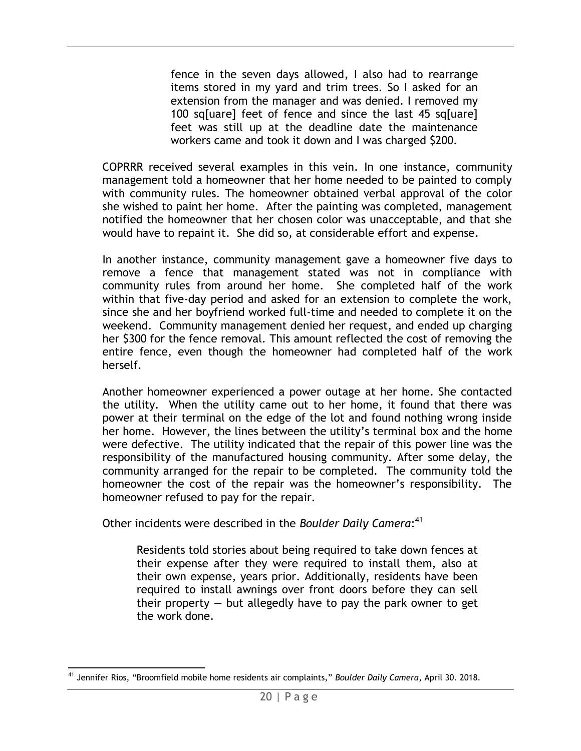> fence in the seven days allowed, I also had to rearrange items stored in my yard and trim trees. So I asked for an extension from the manager and was denied. I removed my 100 sq[uare] feet of fence and since the last 45 sq[uare] feet was still up at the deadline date the maintenance workers came and took it down and I was charged $200.

COPRRR received several examples in this vein. In one instance, community management told a homeowner that her home needed to be painted to comply with community rules. The homeowner obtained verbal approval of the color she wished to paint her home. After the painting was completed, management notified the homeowner that her chosen color was unacceptable, and that she would have to repaint it. She did so, at considerable effort and expense.

In another instance, community management gave a homeowner five days to remove a fence that management stated was not in compliance with community rules from around her home. She completed half of the work within that five-day period and asked for an extension to complete the work, since she and her boyfriend worked full-time and needed to complete it on the weekend. Community management denied her request, and ended up charging her $300 for the fence removal. This amount reflected the cost of removing the entire fence, even though the homeowner had completed half of the work herself.

Another homeowner experienced a power outage at her home. She contacted the utility. When the utility came out to her home, it found that there was power at their terminal on the edge of the lot and found nothing wrong inside her home. However, the lines between the utility's terminal box and the home were defective. The utility indicated that the repair of this power line was the responsibility of the manufactured housing community. After some delay, the community arranged for the repair to be completed. The community told the homeowner the cost of the repair was the homeowner's responsibility. The homeowner refused to pay for the repair.

Other incidents were described in the *Boulder Daily Camera*:[41]

> Residents told stories about being required to take down fences at their expense after they were required to install them, also at their own expense, years prior. Additionally, residents have been required to install awnings over front doors before they can sell their property — but allegedly have to pay the park owner to get the work done.

[41] Jennifer Rios, "Broomfield mobile home residents air complaints," *Boulder Daily Camera*, April 30. 2018.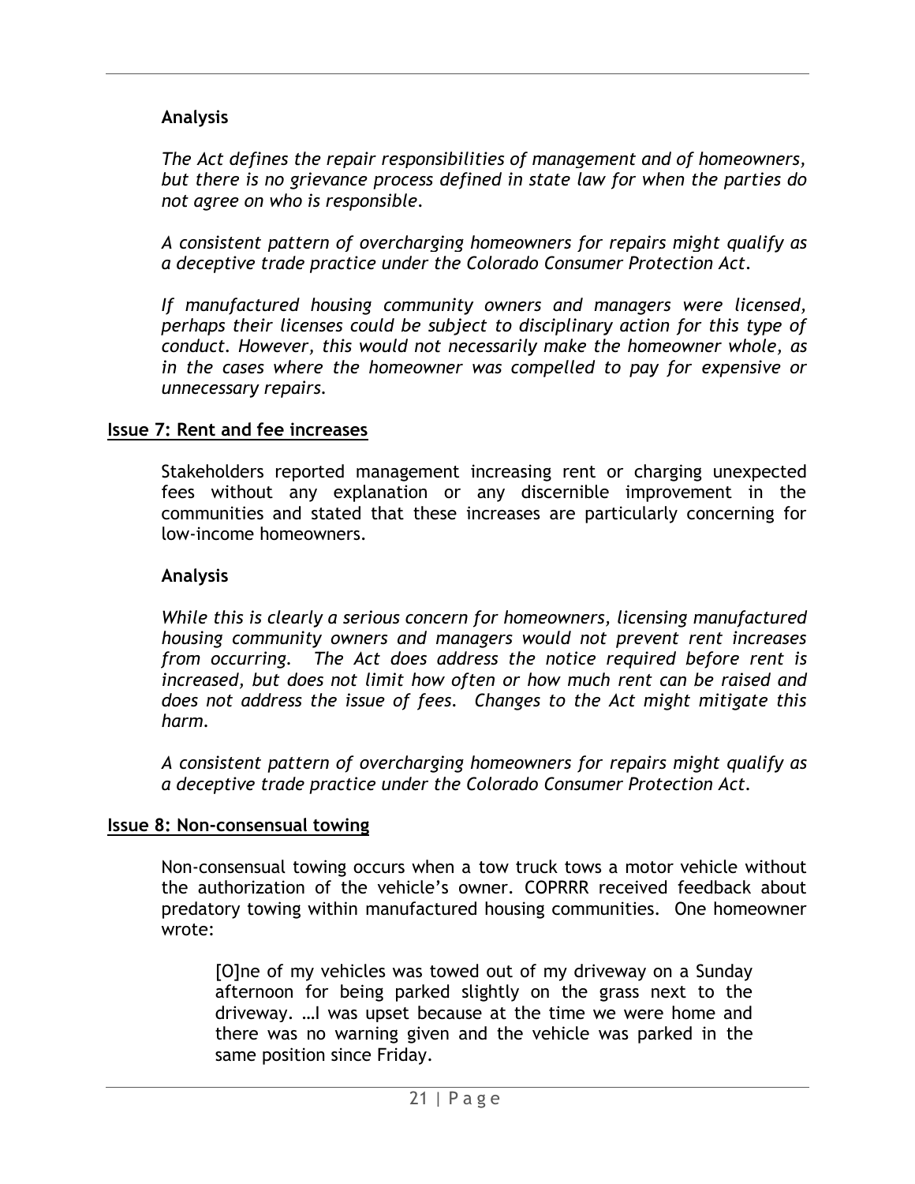### Analysis

*The Act defines the repair responsibilities of management and of homeowners, but there is no grievance process defined in state law for when the parties do not agree on who is responsible.*

*A consistent pattern of overcharging homeowners for repairs might qualify as a deceptive trade practice under the Colorado Consumer Protection Act.*

*If manufactured housing community owners and managers were licensed, perhaps their licenses could be subject to disciplinary action for this type of conduct. However, this would not necessarily make the homeowner whole, as in the cases where the homeowner was compelled to pay for expensive or unnecessary repairs.*

## Issue 7: Rent and fee increases

Stakeholders reported management increasing rent or charging unexpected fees without any explanation or any discernible improvement in the communities and stated that these increases are particularly concerning for low-income homeowners.

### Analysis

*While this is clearly a serious concern for homeowners, licensing manufactured housing community owners and managers would not prevent rent increases from occurring. The Act does address the notice required before rent is increased, but does not limit how often or how much rent can be raised and does not address the issue of fees. Changes to the Act might mitigate this harm.*

*A consistent pattern of overcharging homeowners for repairs might qualify as a deceptive trade practice under the Colorado Consumer Protection Act.*

## Issue 8: Non-consensual towing

Non-consensual towing occurs when a tow truck tows a motor vehicle without the authorization of the vehicle's owner. COPRRR received feedback about predatory towing within manufactured housing communities. One homeowner wrote:

> [O]ne of my vehicles was towed out of my driveway on a Sunday afternoon for being parked slightly on the grass next to the driveway. …I was upset because at the time we were home and there was no warning given and the vehicle was parked in the same position since Friday.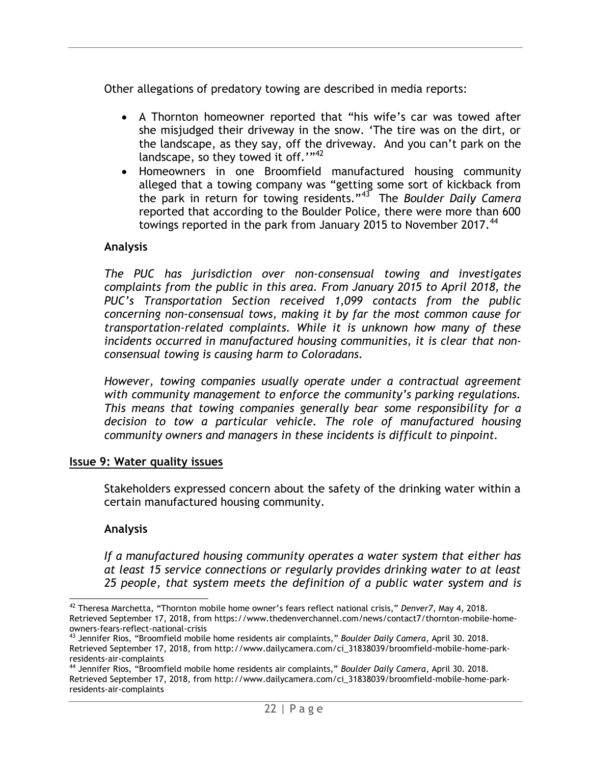Other allegations of predatory towing are described in media reports:

- A Thornton homeowner reported that "his wife's car was towed after she misjudged their driveway in the snow. 'The tire was on the dirt, or the landscape, as they say, off the driveway. And you can't park on the landscape, so they towed it off.'"[42]
- Homeowners in one Broomfield manufactured housing community alleged that a towing company was "getting some sort of kickback from the park in return for towing residents."[43] The *Boulder Daily Camera* reported that according to the Boulder Police, there were more than 600 towings reported in the park from January 2015 to November 2017.[44]

**Analysis**

*The PUC has jurisdiction over non-consensual towing and investigates complaints from the public in this area. From January 2015 to April 2018, the PUC's Transportation Section received 1,099 contacts from the public concerning non-consensual tows, making it by far the most common cause for transportation-related complaints. While it is unknown how many of these incidents occurred in manufactured housing communities, it is clear that non-consensual towing is causing harm to Coloradans.*

*However, towing companies usually operate under a contractual agreement with community management to enforce the community's parking regulations. This means that towing companies generally bear some responsibility for a decision to tow a particular vehicle. The role of manufactured housing community owners and managers in these incidents is difficult to pinpoint.*

## Issue 9: Water quality issues

Stakeholders expressed concern about the safety of the drinking water within a certain manufactured housing community.

**Analysis**

*If a manufactured housing community operates a water system that either has at least 15 service connections or regularly provides drinking water to at least 25 people, that system meets the definition of a public water system and is*

---

[42] Theresa Marchetta, "Thornton mobile home owner's fears reflect national crisis," *Denver7*, May 4, 2018. Retrieved September 17, 2018, from https://www.thedenverchannel.com/news/contact7/thornton-mobile-home-owners-fears-reflect-national-crisis

[43] Jennifer Rios, "Broomfield mobile home residents air complaints," *Boulder Daily Camera*, April 30. 2018. Retrieved September 17, 2018, from http://www.dailycamera.com/ci_31838039/broomfield-mobile-home-park-residents-air-complaints

[44] Jennifer Rios, "Broomfield mobile home residents air complaints," *Boulder Daily Camera*, April 30. 2018. Retrieved September 17, 2018, from http://www.dailycamera.com/ci_31838039/broomfield-mobile-home-park-residents-air-complaints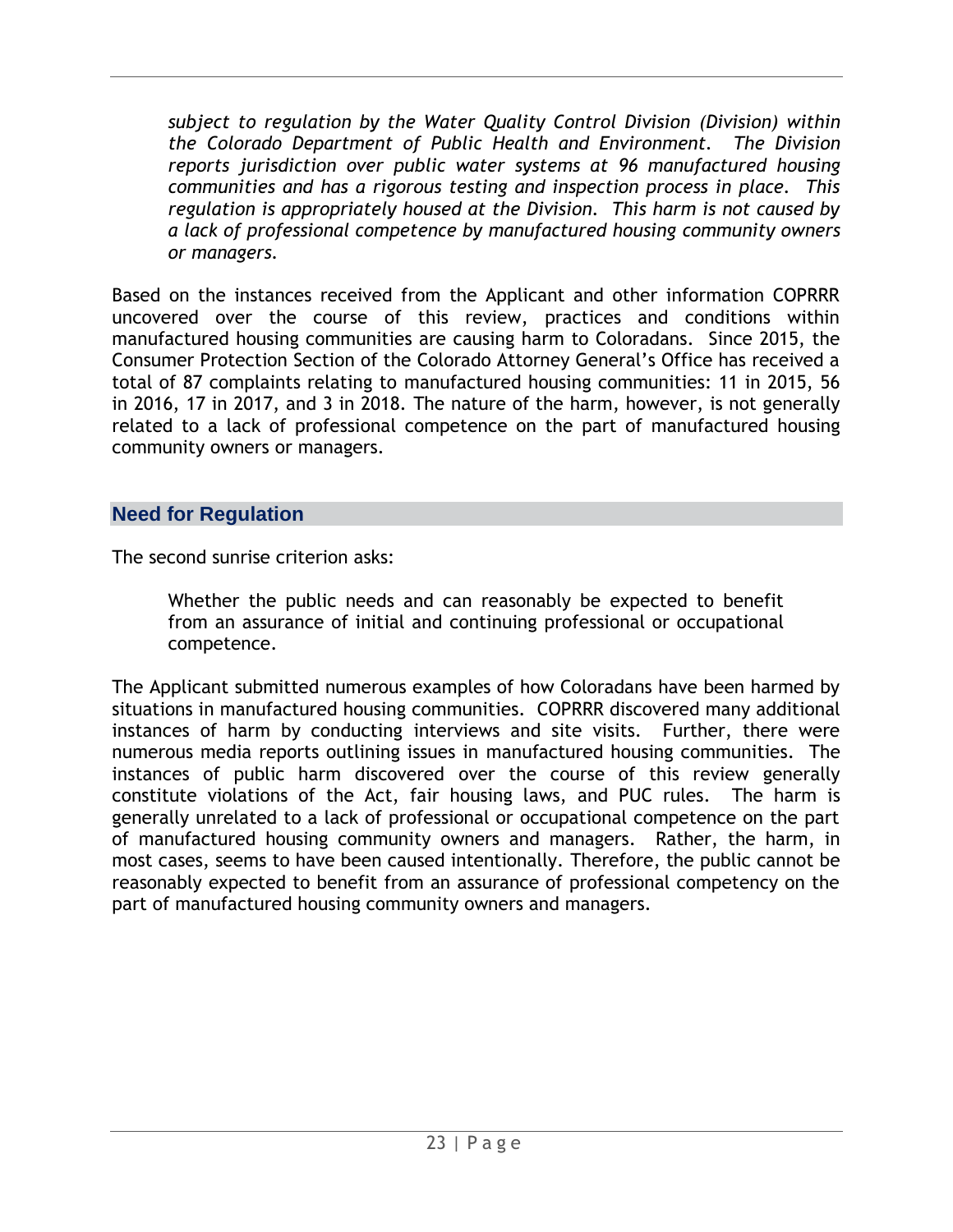*subject to regulation by the Water Quality Control Division (Division) within the Colorado Department of Public Health and Environment. The Division reports jurisdiction over public water systems at 96 manufactured housing communities and has a rigorous testing and inspection process in place. This regulation is appropriately housed at the Division. This harm is not caused by a lack of professional competence by manufactured housing community owners or managers.*

Based on the instances received from the Applicant and other information COPRRR uncovered over the course of this review, practices and conditions within manufactured housing communities are causing harm to Coloradans. Since 2015, the Consumer Protection Section of the Colorado Attorney General's Office has received a total of 87 complaints relating to manufactured housing communities: 11 in 2015, 56 in 2016, 17 in 2017, and 3 in 2018. The nature of the harm, however, is not generally related to a lack of professional competence on the part of manufactured housing community owners or managers.

## Need for Regulation

The second sunrise criterion asks:

> Whether the public needs and can reasonably be expected to benefit from an assurance of initial and continuing professional or occupational competence.

The Applicant submitted numerous examples of how Coloradans have been harmed by situations in manufactured housing communities. COPRRR discovered many additional instances of harm by conducting interviews and site visits. Further, there were numerous media reports outlining issues in manufactured housing communities. The instances of public harm discovered over the course of this review generally constitute violations of the Act, fair housing laws, and PUC rules. The harm is generally unrelated to a lack of professional or occupational competence on the part of manufactured housing community owners and managers. Rather, the harm, in most cases, seems to have been caused intentionally. Therefore, the public cannot be reasonably expected to benefit from an assurance of professional competency on the part of manufactured housing community owners and managers.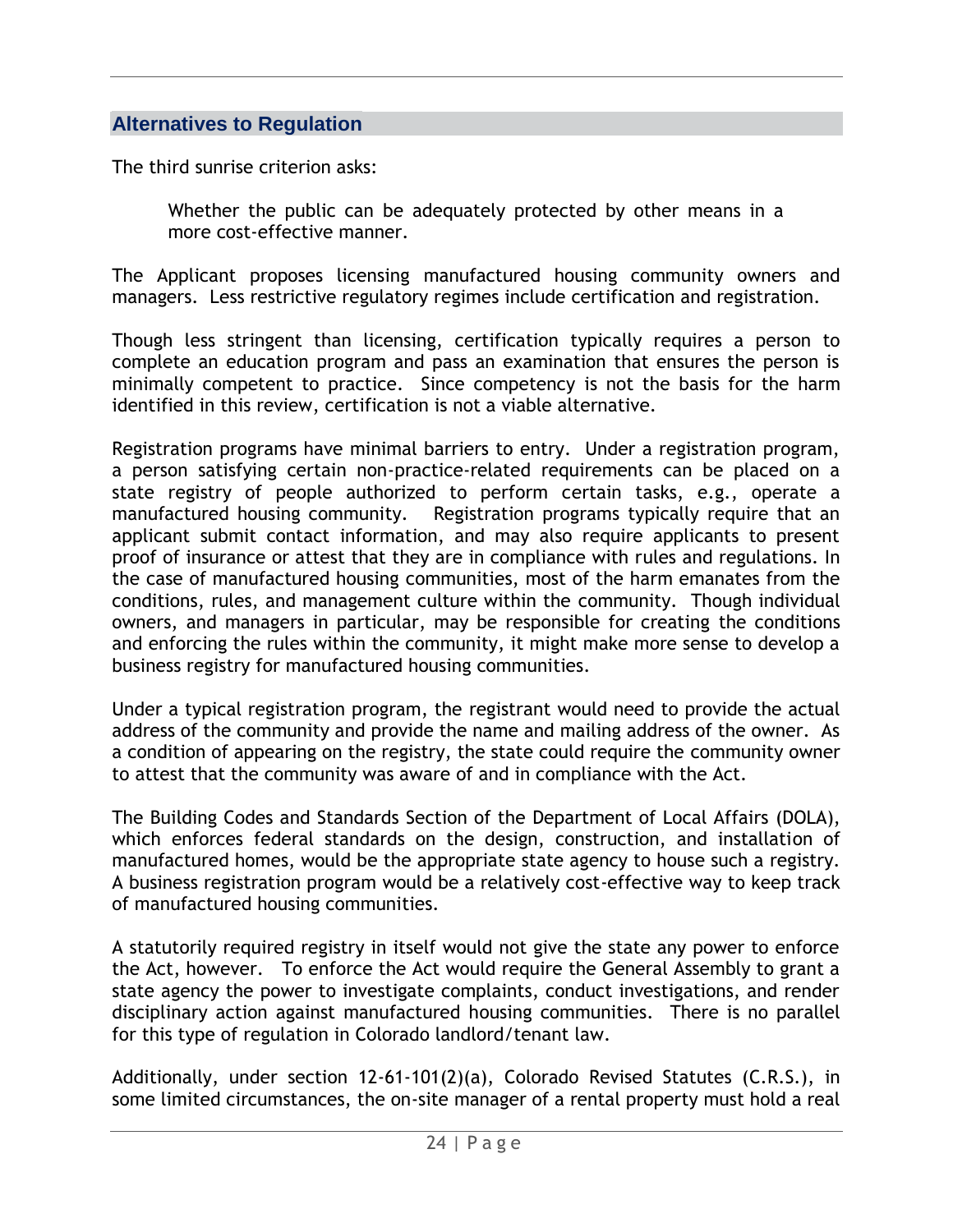## Alternatives to Regulation

The third sunrise criterion asks:

> Whether the public can be adequately protected by other means in a more cost-effective manner.

The Applicant proposes licensing manufactured housing community owners and managers. Less restrictive regulatory regimes include certification and registration.

Though less stringent than licensing, certification typically requires a person to complete an education program and pass an examination that ensures the person is minimally competent to practice. Since competency is not the basis for the harm identified in this review, certification is not a viable alternative.

Registration programs have minimal barriers to entry. Under a registration program, a person satisfying certain non-practice-related requirements can be placed on a state registry of people authorized to perform certain tasks, e.g., operate a manufactured housing community. Registration programs typically require that an applicant submit contact information, and may also require applicants to present proof of insurance or attest that they are in compliance with rules and regulations. In the case of manufactured housing communities, most of the harm emanates from the conditions, rules, and management culture within the community. Though individual owners, and managers in particular, may be responsible for creating the conditions and enforcing the rules within the community, it might make more sense to develop a business registry for manufactured housing communities.

Under a typical registration program, the registrant would need to provide the actual address of the community and provide the name and mailing address of the owner. As a condition of appearing on the registry, the state could require the community owner to attest that the community was aware of and in compliance with the Act.

The Building Codes and Standards Section of the Department of Local Affairs (DOLA), which enforces federal standards on the design, construction, and installation of manufactured homes, would be the appropriate state agency to house such a registry. A business registration program would be a relatively cost-effective way to keep track of manufactured housing communities.

A statutorily required registry in itself would not give the state any power to enforce the Act, however. To enforce the Act would require the General Assembly to grant a state agency the power to investigate complaints, conduct investigations, and render disciplinary action against manufactured housing communities. There is no parallel for this type of regulation in Colorado landlord/tenant law.

Additionally, under section 12-61-101(2)(a), Colorado Revised Statutes (C.R.S.), in some limited circumstances, the on-site manager of a rental property must hold a real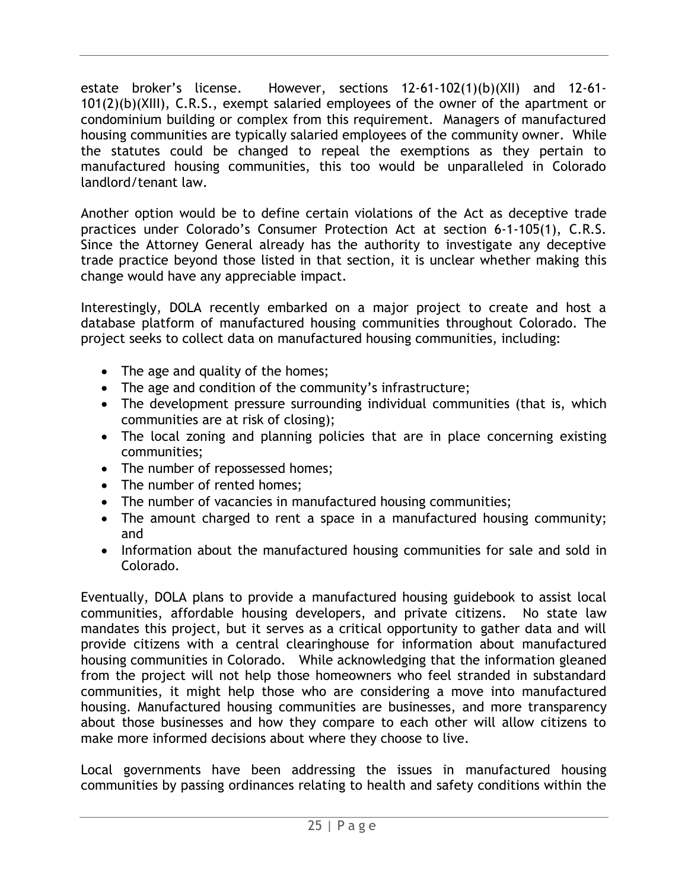estate broker's license. However, sections 12-61-102(1)(b)(XII) and 12-61-101(2)(b)(XIII), C.R.S., exempt salaried employees of the owner of the apartment or condominium building or complex from this requirement. Managers of manufactured housing communities are typically salaried employees of the community owner. While the statutes could be changed to repeal the exemptions as they pertain to manufactured housing communities, this too would be unparalleled in Colorado landlord/tenant law.

Another option would be to define certain violations of the Act as deceptive trade practices under Colorado's Consumer Protection Act at section 6-1-105(1), C.R.S. Since the Attorney General already has the authority to investigate any deceptive trade practice beyond those listed in that section, it is unclear whether making this change would have any appreciable impact.

Interestingly, DOLA recently embarked on a major project to create and host a database platform of manufactured housing communities throughout Colorado. The project seeks to collect data on manufactured housing communities, including:

- The age and quality of the homes;
- The age and condition of the community's infrastructure;
- The development pressure surrounding individual communities (that is, which communities are at risk of closing);
- The local zoning and planning policies that are in place concerning existing communities;
- The number of repossessed homes;
- The number of rented homes;
- The number of vacancies in manufactured housing communities;
- The amount charged to rent a space in a manufactured housing community; and
- Information about the manufactured housing communities for sale and sold in Colorado.

Eventually, DOLA plans to provide a manufactured housing guidebook to assist local communities, affordable housing developers, and private citizens. No state law mandates this project, but it serves as a critical opportunity to gather data and will provide citizens with a central clearinghouse for information about manufactured housing communities in Colorado. While acknowledging that the information gleaned from the project will not help those homeowners who feel stranded in substandard communities, it might help those who are considering a move into manufactured housing. Manufactured housing communities are businesses, and more transparency about those businesses and how they compare to each other will allow citizens to make more informed decisions about where they choose to live.

Local governments have been addressing the issues in manufactured housing communities by passing ordinances relating to health and safety conditions within the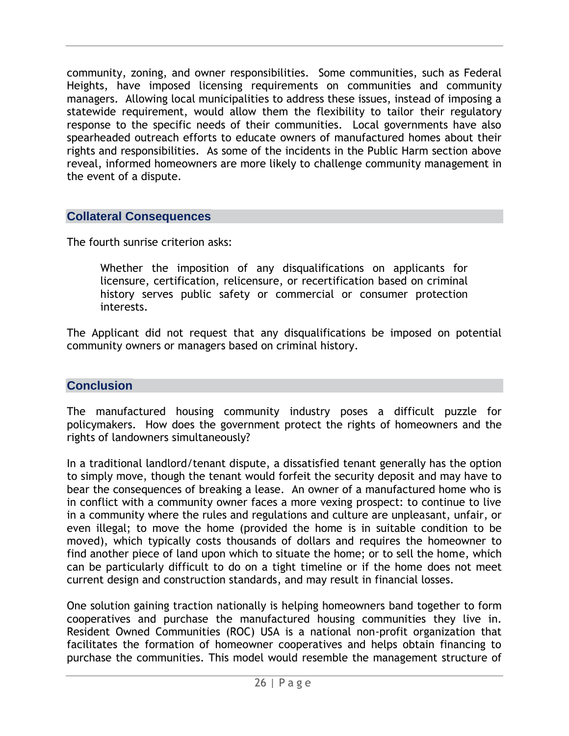community, zoning, and owner responsibilities. Some communities, such as Federal Heights, have imposed licensing requirements on communities and community managers. Allowing local municipalities to address these issues, instead of imposing a statewide requirement, would allow them the flexibility to tailor their regulatory response to the specific needs of their communities. Local governments have also spearheaded outreach efforts to educate owners of manufactured homes about their rights and responsibilities. As some of the incidents in the Public Harm section above reveal, informed homeowners are more likely to challenge community management in the event of a dispute.

## Collateral Consequences

The fourth sunrise criterion asks:

> Whether the imposition of any disqualifications on applicants for licensure, certification, relicensure, or recertification based on criminal history serves public safety or commercial or consumer protection interests.

The Applicant did not request that any disqualifications be imposed on potential community owners or managers based on criminal history.

## Conclusion

The manufactured housing community industry poses a difficult puzzle for policymakers. How does the government protect the rights of homeowners and the rights of landowners simultaneously?

In a traditional landlord/tenant dispute, a dissatisfied tenant generally has the option to simply move, though the tenant would forfeit the security deposit and may have to bear the consequences of breaking a lease. An owner of a manufactured home who is in conflict with a community owner faces a more vexing prospect: to continue to live in a community where the rules and regulations and culture are unpleasant, unfair, or even illegal; to move the home (provided the home is in suitable condition to be moved), which typically costs thousands of dollars and requires the homeowner to find another piece of land upon which to situate the home; or to sell the home, which can be particularly difficult to do on a tight timeline or if the home does not meet current design and construction standards, and may result in financial losses.

One solution gaining traction nationally is helping homeowners band together to form cooperatives and purchase the manufactured housing communities they live in. Resident Owned Communities (ROC) USA is a national non-profit organization that facilitates the formation of homeowner cooperatives and helps obtain financing to purchase the communities. This model would resemble the management structure of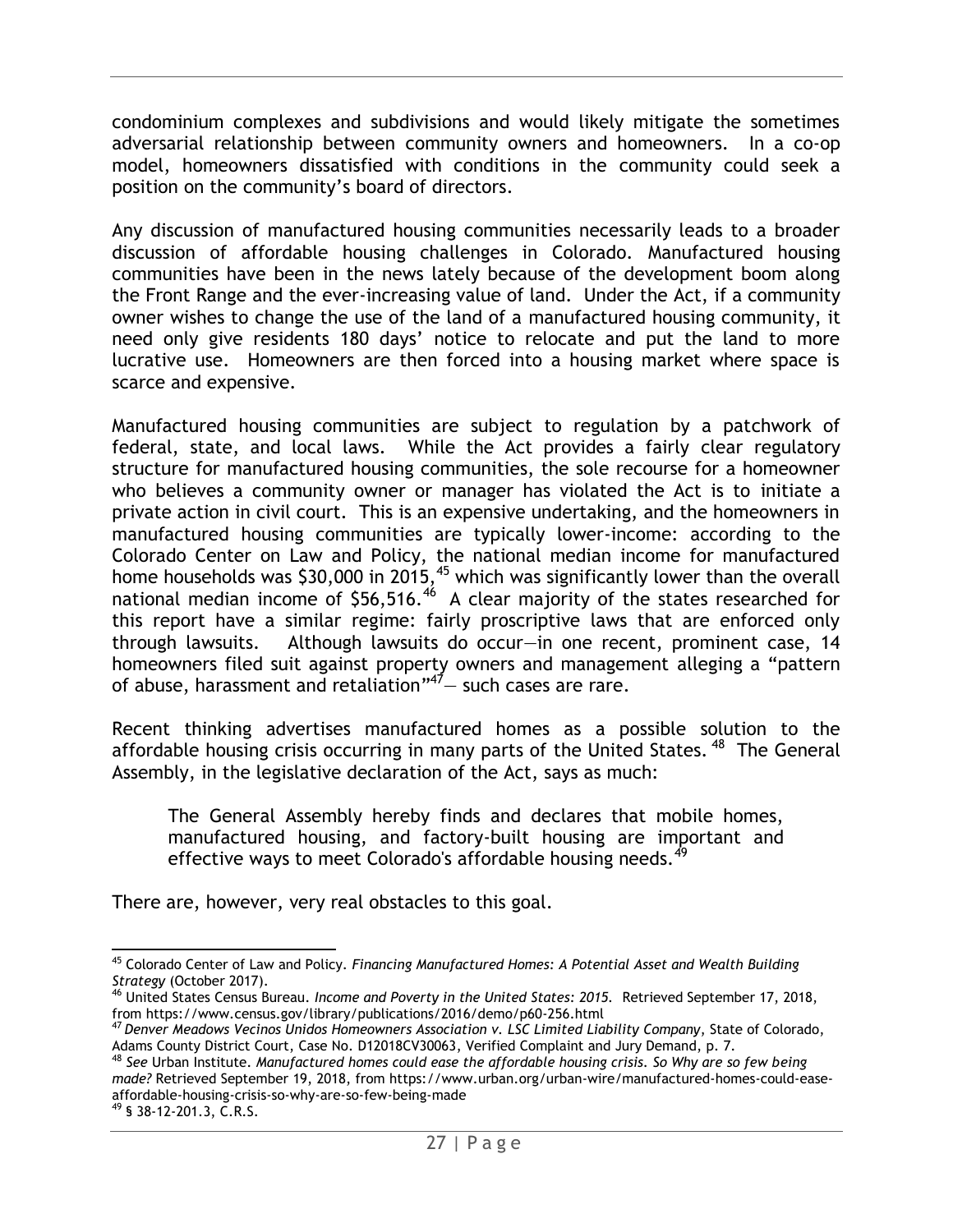condominium complexes and subdivisions and would likely mitigate the sometimes adversarial relationship between community owners and homeowners. In a co-op model, homeowners dissatisfied with conditions in the community could seek a position on the community's board of directors.

Any discussion of manufactured housing communities necessarily leads to a broader discussion of affordable housing challenges in Colorado. Manufactured housing communities have been in the news lately because of the development boom along the Front Range and the ever-increasing value of land. Under the Act, if a community owner wishes to change the use of the land of a manufactured housing community, it need only give residents 180 days' notice to relocate and put the land to more lucrative use. Homeowners are then forced into a housing market where space is scarce and expensive.

Manufactured housing communities are subject to regulation by a patchwork of federal, state, and local laws. While the Act provides a fairly clear regulatory structure for manufactured housing communities, the sole recourse for a homeowner who believes a community owner or manager has violated the Act is to initiate a private action in civil court. This is an expensive undertaking, and the homeowners in manufactured housing communities are typically lower-income: according to the Colorado Center on Law and Policy, the national median income for manufactured home households was $30,000 in 2015,[45] which was significantly lower than the overall national median income of $56,516.[46] A clear majority of the states researched for this report have a similar regime: fairly proscriptive laws that are enforced only through lawsuits. Although lawsuits do occur—in one recent, prominent case, 14 homeowners filed suit against property owners and management alleging a "pattern of abuse, harassment and retaliation"[47]— such cases are rare.

Recent thinking advertises manufactured homes as a possible solution to the affordable housing crisis occurring in many parts of the United States.[48] The General Assembly, in the legislative declaration of the Act, says as much:

> The General Assembly hereby finds and declares that mobile homes, manufactured housing, and factory-built housing are important and effective ways to meet Colorado's affordable housing needs.[49]

There are, however, very real obstacles to this goal.

---

[45] Colorado Center of Law and Policy. *Financing Manufactured Homes: A Potential Asset and Wealth Building Strategy* (October 2017).

[46] United States Census Bureau. *Income and Poverty in the United States: 2015*. Retrieved September 17, 2018, from https://www.census.gov/library/publications/2016/demo/p60-256.html

[47] *Denver Meadows Vecinos Unidos Homeowners Association v. LSC Limited Liability Company*, State of Colorado, Adams County District Court, Case No. D12018CV30063, Verified Complaint and Jury Demand, p. 7.

[48] *See* Urban Institute. *Manufactured homes could ease the affordable housing crisis. So Why are so few being made?* Retrieved September 19, 2018, from https://www.urban.org/urban-wire/manufactured-homes-could-ease-affordable-housing-crisis-so-why-are-so-few-being-made

[49] § 38-12-201.3, C.R.S.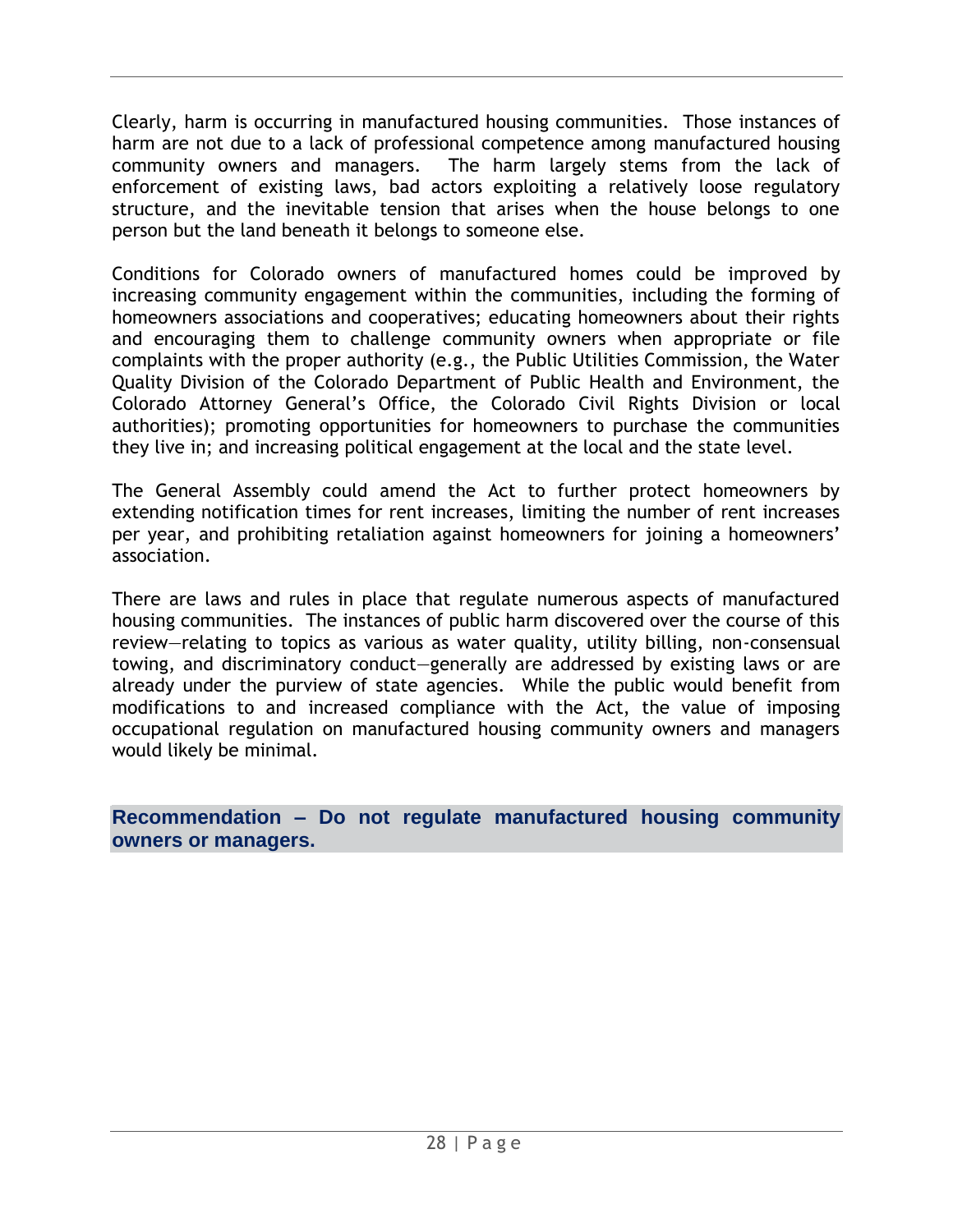Clearly, harm is occurring in manufactured housing communities. Those instances of harm are not due to a lack of professional competence among manufactured housing community owners and managers. The harm largely stems from the lack of enforcement of existing laws, bad actors exploiting a relatively loose regulatory structure, and the inevitable tension that arises when the house belongs to one person but the land beneath it belongs to someone else.

Conditions for Colorado owners of manufactured homes could be improved by increasing community engagement within the communities, including the forming of homeowners associations and cooperatives; educating homeowners about their rights and encouraging them to challenge community owners when appropriate or file complaints with the proper authority (e.g., the Public Utilities Commission, the Water Quality Division of the Colorado Department of Public Health and Environment, the Colorado Attorney General's Office, the Colorado Civil Rights Division or local authorities); promoting opportunities for homeowners to purchase the communities they live in; and increasing political engagement at the local and the state level.

The General Assembly could amend the Act to further protect homeowners by extending notification times for rent increases, limiting the number of rent increases per year, and prohibiting retaliation against homeowners for joining a homeowners' association.

There are laws and rules in place that regulate numerous aspects of manufactured housing communities. The instances of public harm discovered over the course of this review—relating to topics as various as water quality, utility billing, non-consensual towing, and discriminatory conduct—generally are addressed by existing laws or are already under the purview of state agencies. While the public would benefit from modifications to and increased compliance with the Act, the value of imposing occupational regulation on manufactured housing community owners and managers would likely be minimal.

**Recommendation – Do not regulate manufactured housing community owners or managers.**